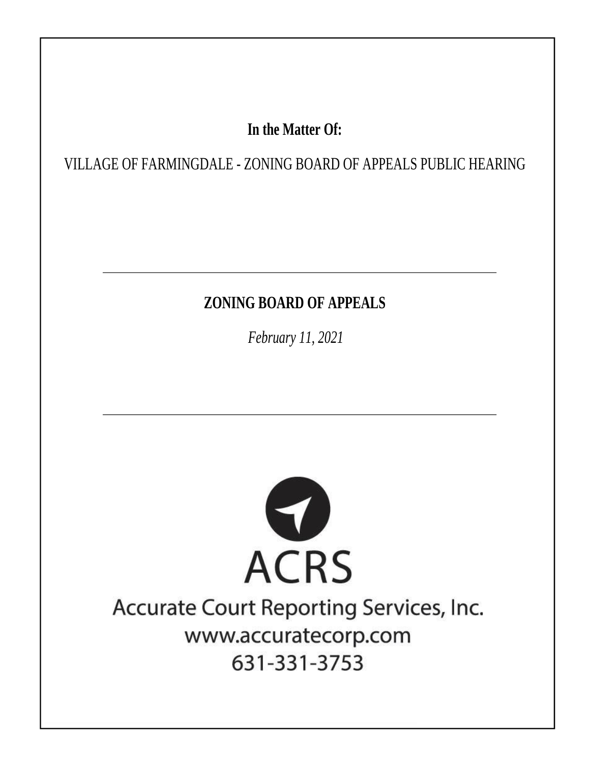**In the Matter Of:**

VILLAGE OF FARMINGDALE - ZONING BOARD OF APPEALS PUBLIC HEARING

---

**ZONING BOARD OF APPEALS**

*February 11, 2021*

---

ACRS

Accurate Court Reporting Services, Inc.

www.accuratecorp.com

631-331-3753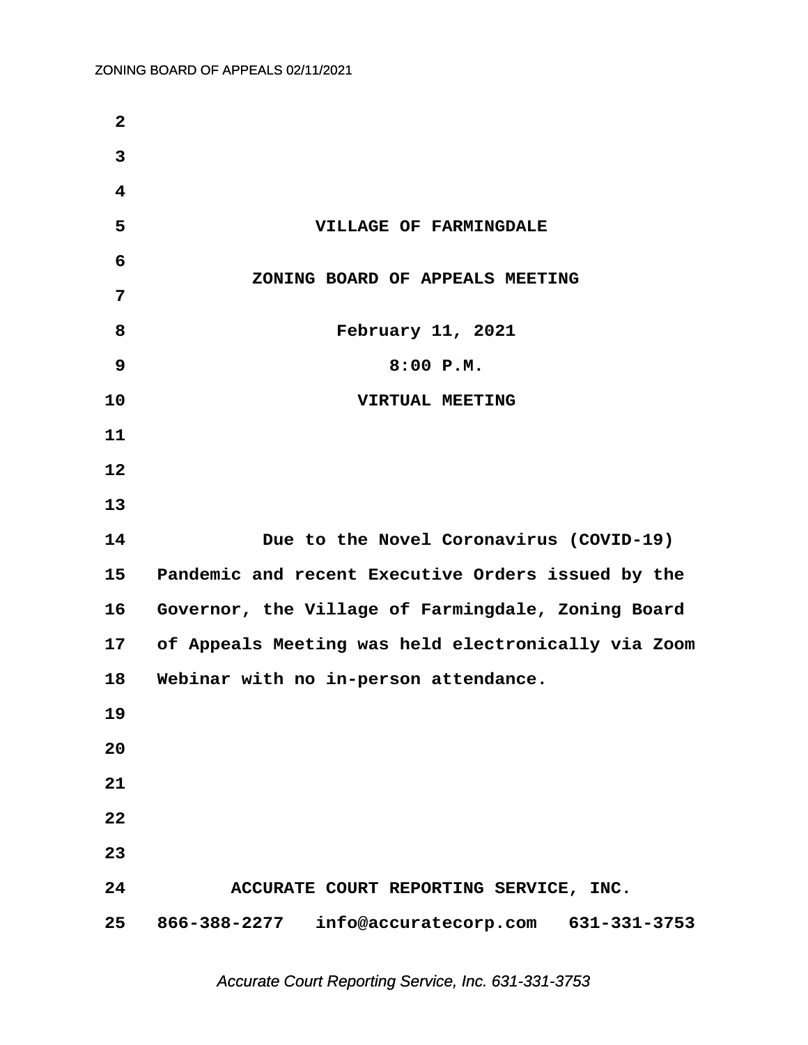**VILLAGE OF FARMINGDALE**

**ZONING BOARD OF APPEALS MEETING**

**February 11, 2021**

**8:00 P.M.**

**VIRTUAL MEETING**

**Due to the Novel Coronavirus (COVID-19) Pandemic and recent Executive Orders issued by the Governor, the Village of Farmingdale, Zoning Board of Appeals Meeting was held electronically via Zoom Webinar with no in-person attendance.**

**ACCURATE COURT REPORTING SERVICE, INC.**

**866-388-2277 info@accuratecorp.com 631-331-3753**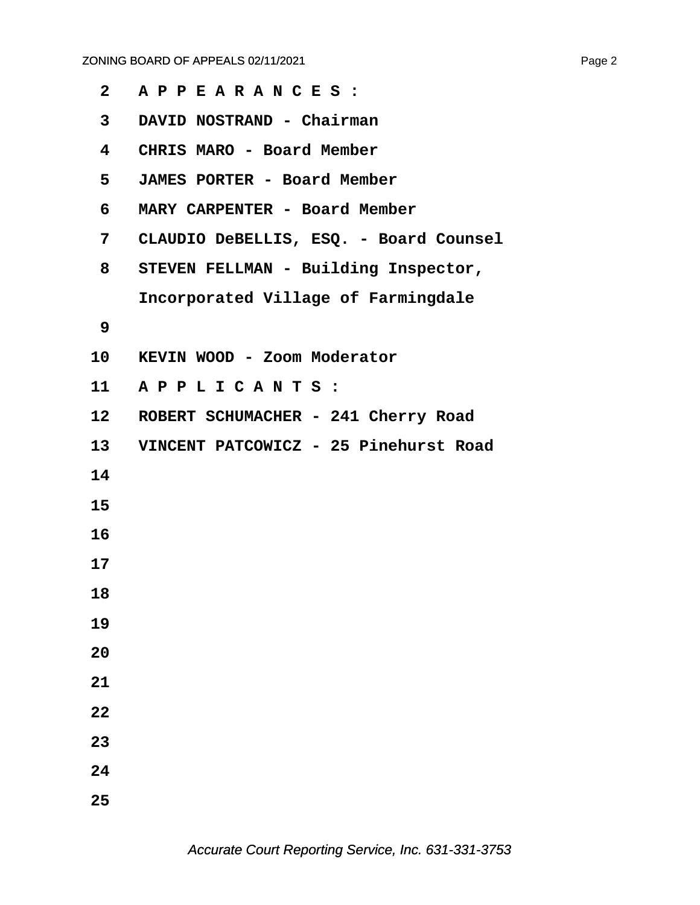**A P P E A R A N C E S :**

**DAVID NOSTRAND - Chairman**

**CHRIS MARO - Board Member**

**JAMES PORTER - Board Member**

**MARY CARPENTER - Board Member**

**CLAUDIO DeBELLIS, ESQ. - Board Counsel**

**STEVEN FELLMAN - Building Inspector, Incorporated Village of Farmingdale**

**KEVIN WOOD - Zoom Moderator**

**A P P L I C A N T S :**

**ROBERT SCHUMACHER - 241 Cherry Road**

**VINCENT PATCOWICZ - 25 Pinehurst Road**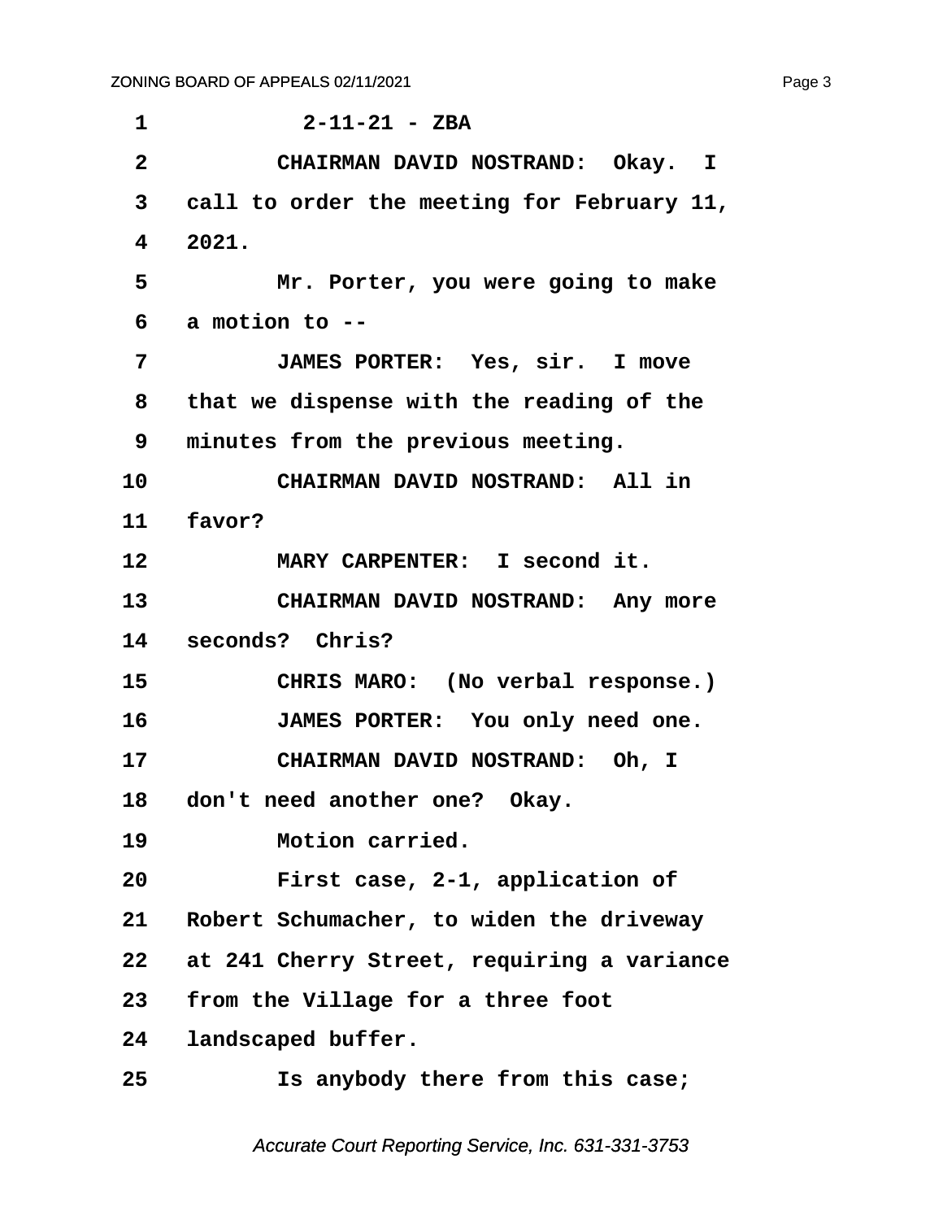1 2-11-21 - ZBA

2 CHAIRMAN DAVID NOSTRAND: Okay. I

3 call to order the meeting for February 11,

4 2021.

5 Mr. Porter, you were going to make

6 a motion to --

7 JAMES PORTER: Yes, sir. I move

8 that we dispense with the reading of the

9 minutes from the previous meeting.

10 CHAIRMAN DAVID NOSTRAND: All in

11 favor?

12 MARY CARPENTER: I second it.

13 CHAIRMAN DAVID NOSTRAND: Any more

14 seconds? Chris?

15 CHRIS MARO: (No verbal response.)

16 JAMES PORTER: You only need one.

17 CHAIRMAN DAVID NOSTRAND: Oh, I

18 don't need another one? Okay.

19 Motion carried.

20 First case, 2-1, application of

21 Robert Schumacher, to widen the driveway

22 at 241 Cherry Street, requiring a variance

23 from the Village for a three foot

24 landscaped buffer.

25 Is anybody there from this case;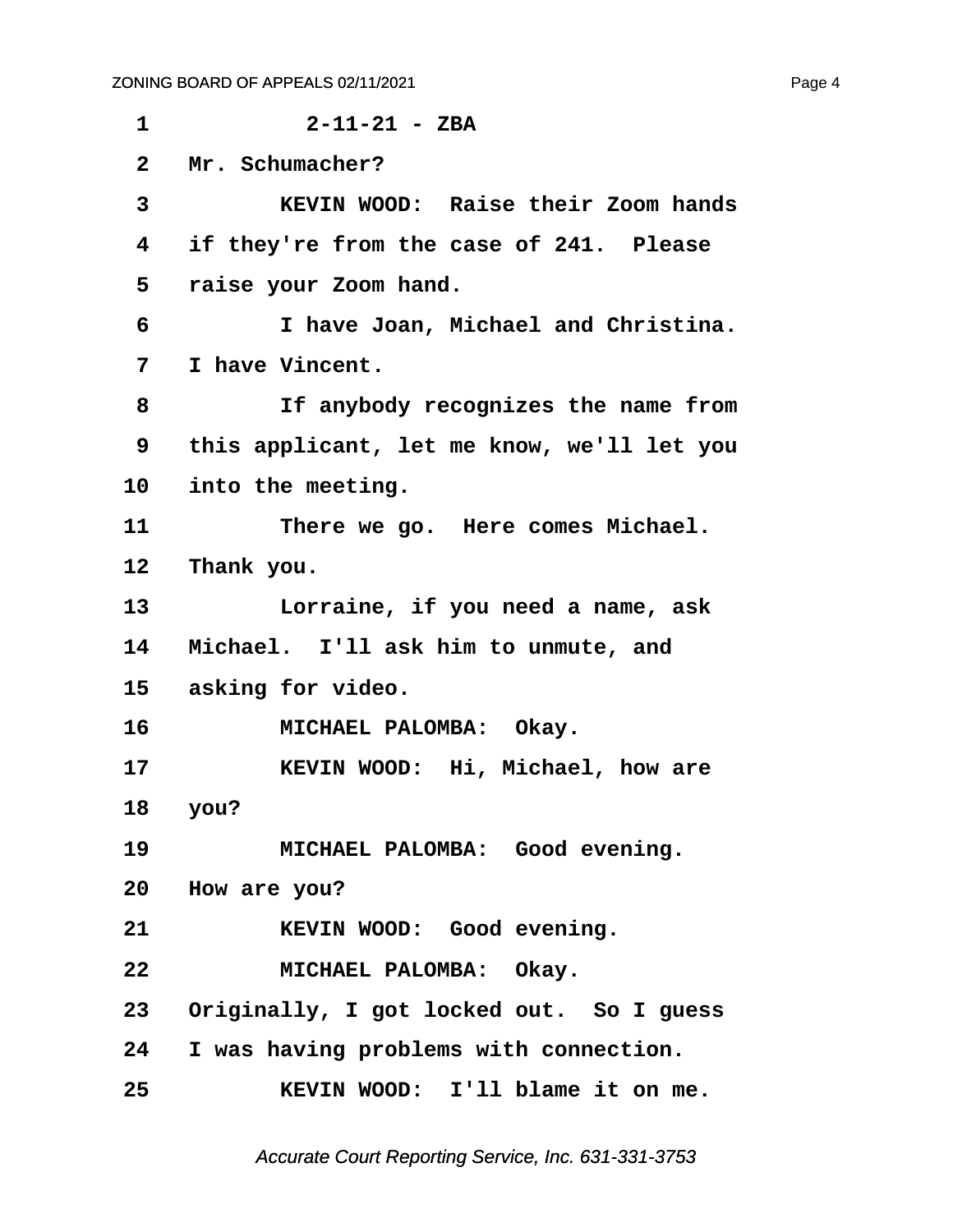1 2-11-21 - ZBA

2 Mr. Schumacher?

3 KEVIN WOOD: Raise their Zoom hands

4 if they're from the case of 241. Please

5 raise your Zoom hand.

6 I have Joan, Michael and Christina.

7 I have Vincent.

8 If anybody recognizes the name from

9 this applicant, let me know, we'll let you

10 into the meeting.

11 There we go. Here comes Michael.

12 Thank you.

13 Lorraine, if you need a name, ask

14 Michael. I'll ask him to unmute, and

15 asking for video.

16 MICHAEL PALOMBA: Okay.

17 KEVIN WOOD: Hi, Michael, how are

18 you?

19 MICHAEL PALOMBA: Good evening.

20 How are you?

21 KEVIN WOOD: Good evening.

22 MICHAEL PALOMBA: Okay.

23 Originally, I got locked out. So I guess

24 I was having problems with connection.

25 KEVIN WOOD: I'll blame it on me.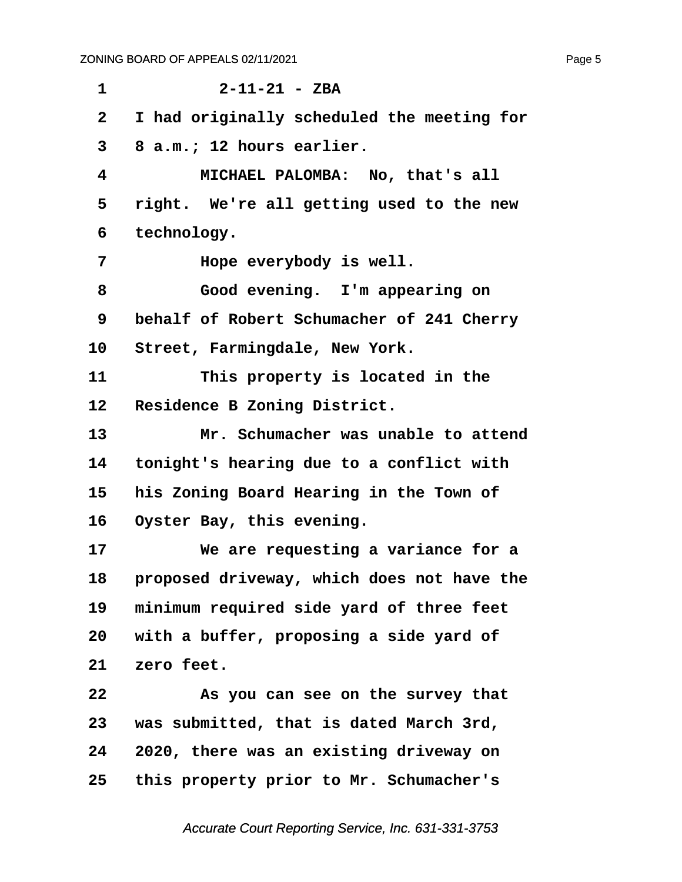2-11-21 - ZBA

I had originally scheduled the meeting for 8 a.m.; 12 hours earlier.

MICHAEL PALOMBA: No, that's all right. We're all getting used to the new technology.

Hope everybody is well.

Good evening. I'm appearing on behalf of Robert Schumacher of 241 Cherry Street, Farmingdale, New York.

This property is located in the Residence B Zoning District.

Mr. Schumacher was unable to attend tonight's hearing due to a conflict with his Zoning Board Hearing in the Town of Oyster Bay, this evening.

We are requesting a variance for a proposed driveway, which does not have the minimum required side yard of three feet with a buffer, proposing a side yard of zero feet.

As you can see on the survey that was submitted, that is dated March 3rd, 2020, there was an existing driveway on this property prior to Mr. Schumacher's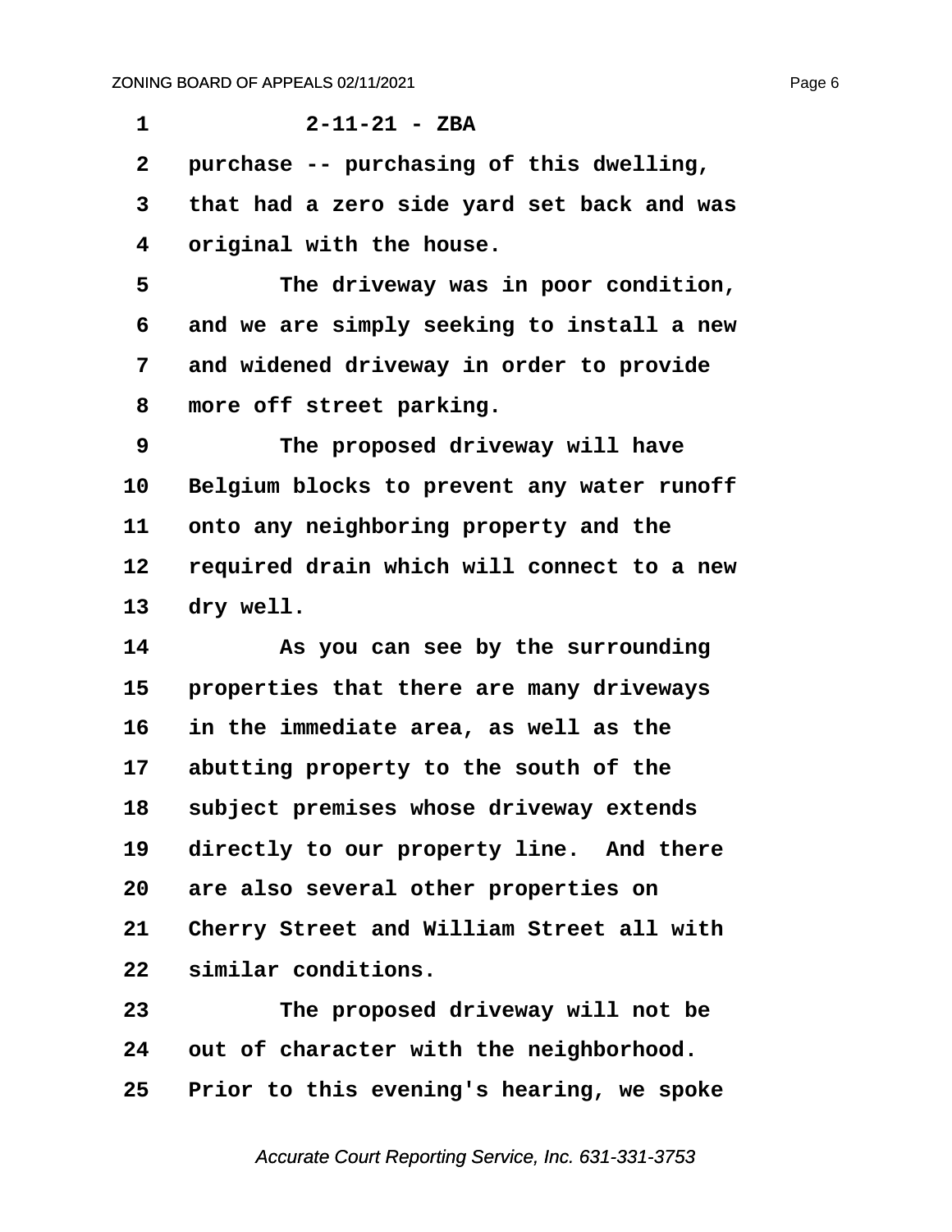2-11-21 - ZBA

purchase -- purchasing of this dwelling, that had a zero side yard set back and was original with the house.

The driveway was in poor condition, and we are simply seeking to install a new and widened driveway in order to provide more off street parking.

The proposed driveway will have Belgium blocks to prevent any water runoff onto any neighboring property and the required drain which will connect to a new dry well.

As you can see by the surrounding properties that there are many driveways in the immediate area, as well as the abutting property to the south of the subject premises whose driveway extends directly to our property line. And there are also several other properties on Cherry Street and William Street all with similar conditions.

The proposed driveway will not be out of character with the neighborhood. Prior to this evening's hearing, we spoke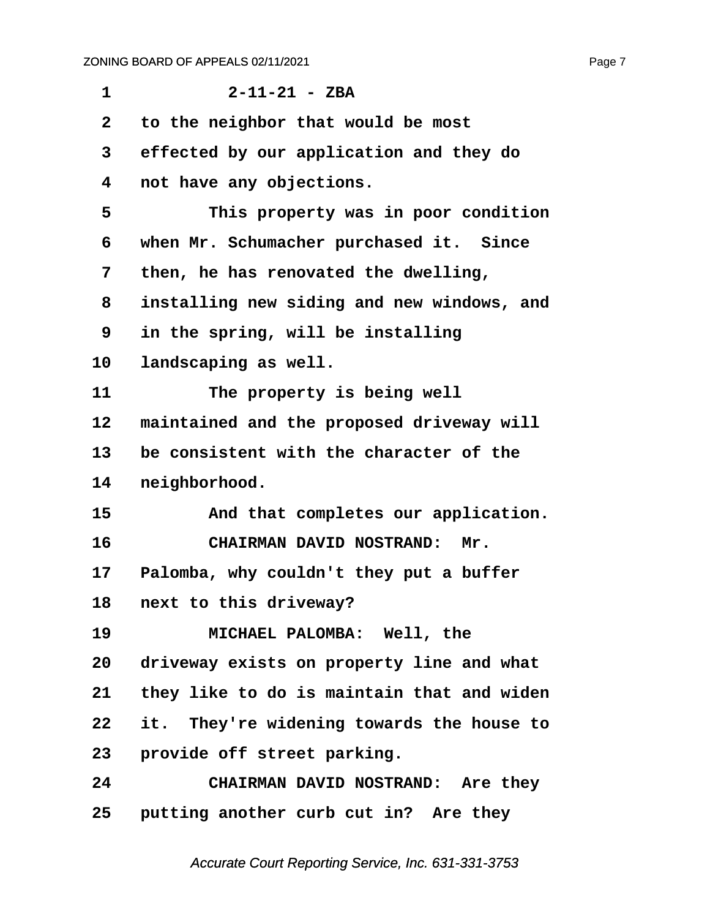2-11-21 - ZBA

to the neighbor that would be most effected by our application and they do not have any objections.

This property was in poor condition when Mr. Schumacher purchased it. Since then, he has renovated the dwelling, installing new siding and new windows, and in the spring, will be installing landscaping as well.

The property is being well maintained and the proposed driveway will be consistent with the character of the neighborhood.

And that completes our application.

CHAIRMAN DAVID NOSTRAND: Mr. Palomba, why couldn't they put a buffer next to this driveway?

MICHAEL PALOMBA: Well, the driveway exists on property line and what they like to do is maintain that and widen it. They're widening towards the house to provide off street parking.

CHAIRMAN DAVID NOSTRAND: Are they putting another curb cut in? Are they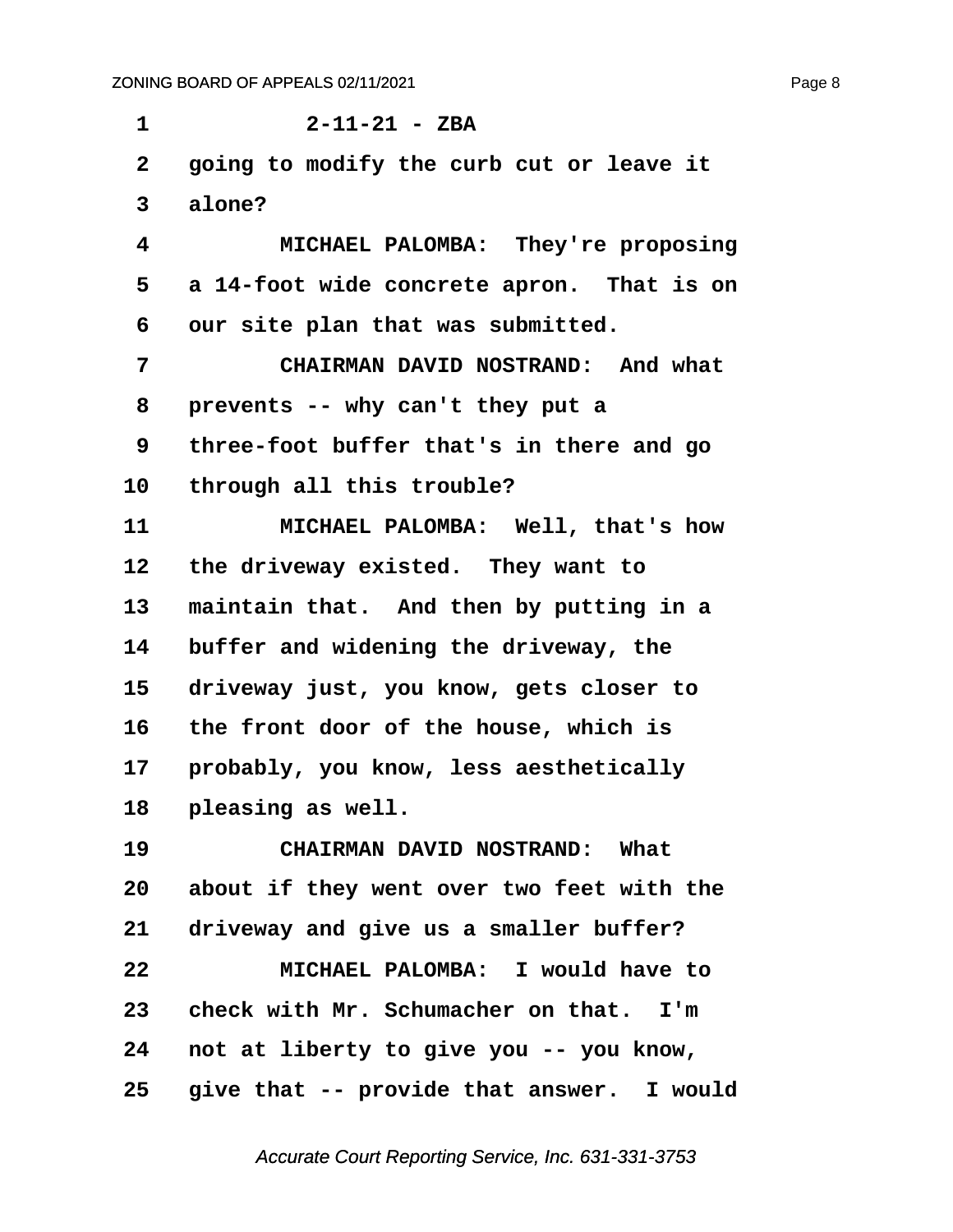going to modify the curb cut or leave it alone?

MICHAEL PALOMBA: They're proposing a 14-foot wide concrete apron. That is on our site plan that was submitted.

CHAIRMAN DAVID NOSTRAND: And what prevents -- why can't they put a three-foot buffer that's in there and go through all this trouble?

MICHAEL PALOMBA: Well, that's how the driveway existed. They want to maintain that. And then by putting in a buffer and widening the driveway, the driveway just, you know, gets closer to the front door of the house, which is probably, you know, less aesthetically pleasing as well.

CHAIRMAN DAVID NOSTRAND: What about if they went over two feet with the driveway and give us a smaller buffer?

MICHAEL PALOMBA: I would have to check with Mr. Schumacher on that. I'm not at liberty to give you -- you know, give that -- provide that answer. I would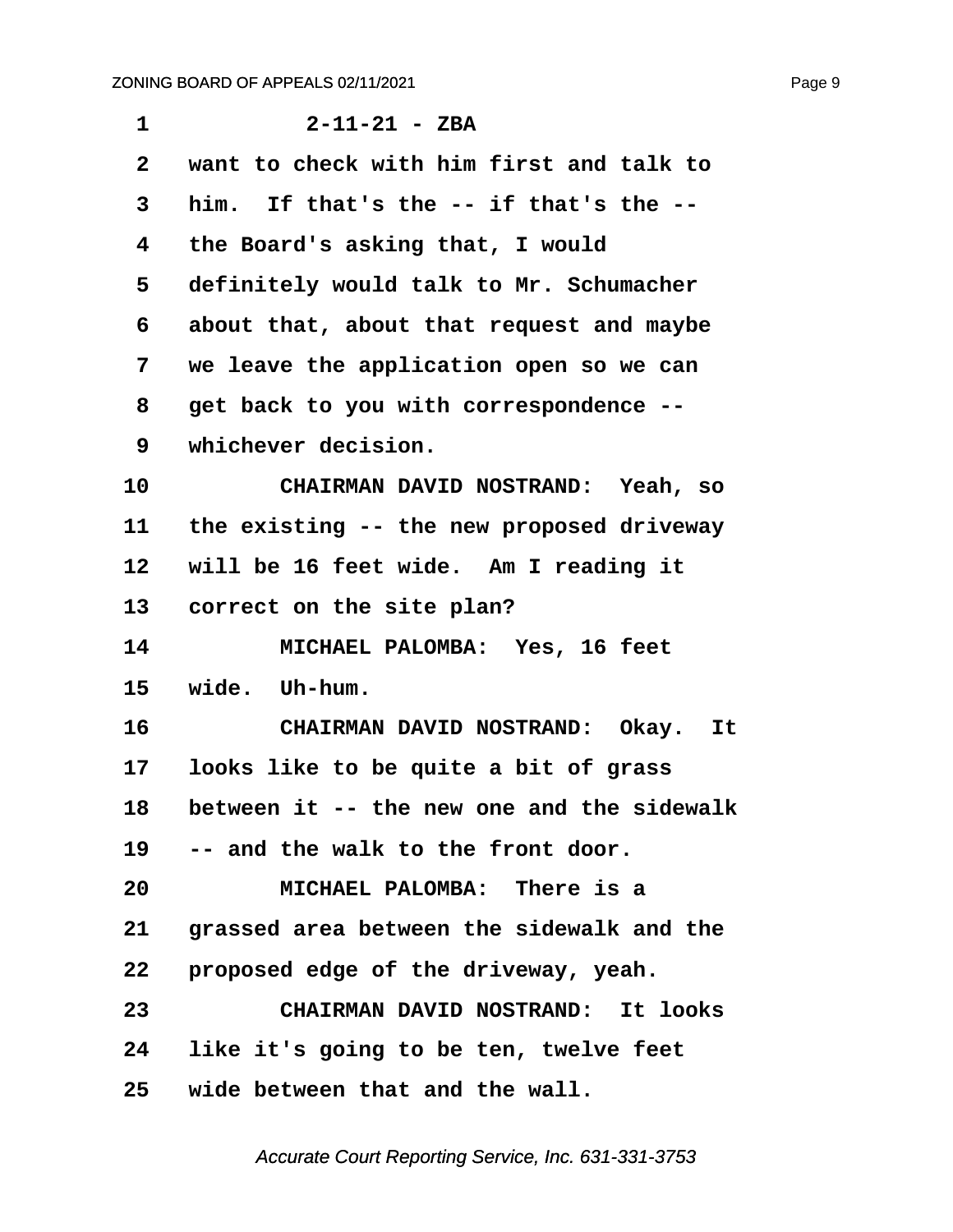1 2-11-21 - ZBA

2 want to check with him first and talk to

3 him. If that's the -- if that's the --

4 the Board's asking that, I would

5 definitely would talk to Mr. Schumacher

6 about that, about that request and maybe

7 we leave the application open so we can

8 get back to you with correspondence --

9 whichever decision.

10 CHAIRMAN DAVID NOSTRAND: Yeah, so

11 the existing -- the new proposed driveway

12 will be 16 feet wide. Am I reading it

13 correct on the site plan?

14 MICHAEL PALOMBA: Yes, 16 feet

15 wide. Uh-hum.

16 CHAIRMAN DAVID NOSTRAND: Okay. It

17 looks like to be quite a bit of grass

18 between it -- the new one and the sidewalk

19 -- and the walk to the front door.

20 MICHAEL PALOMBA: There is a

21 grassed area between the sidewalk and the

22 proposed edge of the driveway, yeah.

23 CHAIRMAN DAVID NOSTRAND: It looks

24 like it's going to be ten, twelve feet

25 wide between that and the wall.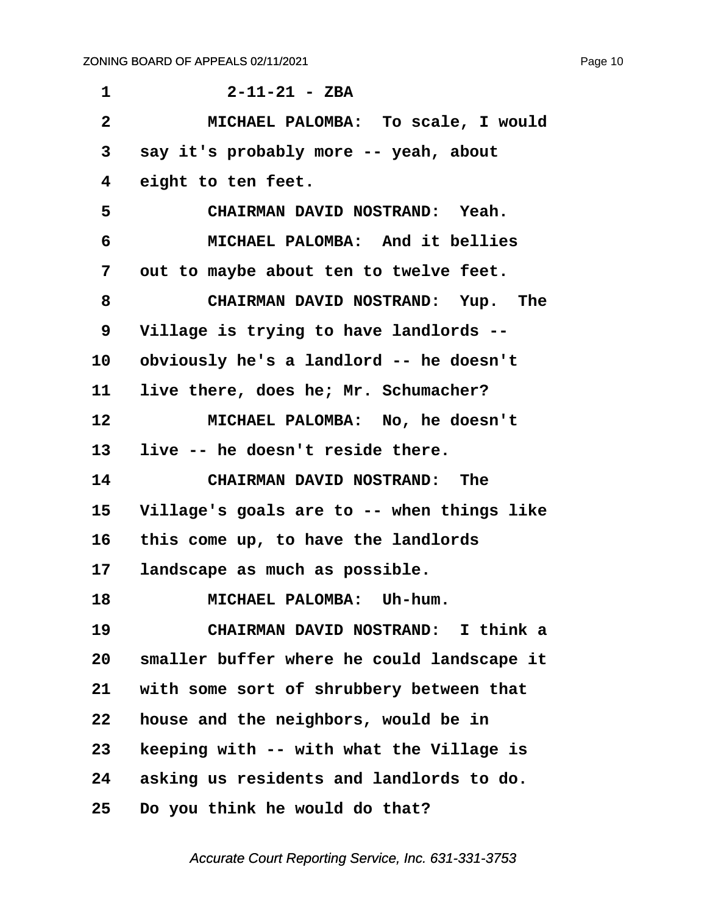2-11-21 - ZBA

MICHAEL PALOMBA: To scale, I would say it's probably more -- yeah, about eight to ten feet.

CHAIRMAN DAVID NOSTRAND: Yeah.

MICHAEL PALOMBA: And it bellies out to maybe about ten to twelve feet.

CHAIRMAN DAVID NOSTRAND: Yup. The Village is trying to have landlords -- obviously he's a landlord -- he doesn't live there, does he; Mr. Schumacher?

MICHAEL PALOMBA: No, he doesn't live -- he doesn't reside there.

CHAIRMAN DAVID NOSTRAND: The Village's goals are to -- when things like this come up, to have the landlords landscape as much as possible.

MICHAEL PALOMBA: Uh-hum.

CHAIRMAN DAVID NOSTRAND: I think a smaller buffer where he could landscape it with some sort of shrubbery between that house and the neighbors, would be in keeping with -- with what the Village is asking us residents and landlords to do. Do you think he would do that?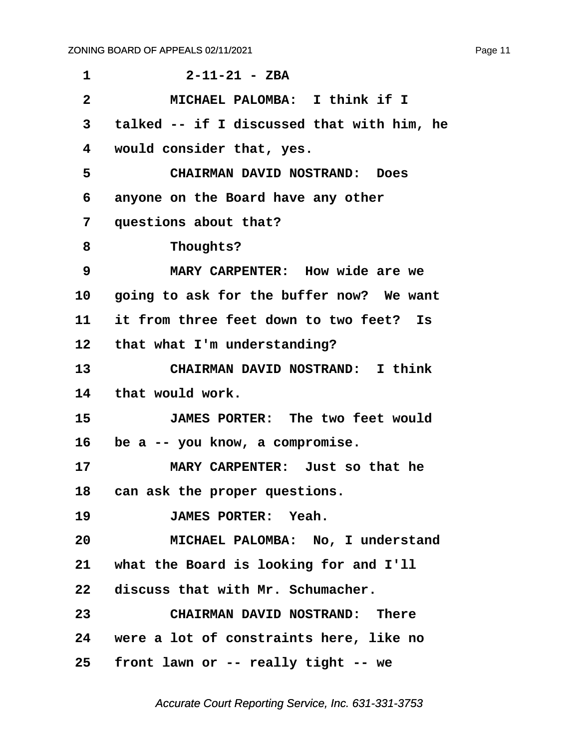2-11-21 - ZBA

MICHAEL PALOMBA: I think if I talked -- if I discussed that with him, he would consider that, yes.

CHAIRMAN DAVID NOSTRAND: Does anyone on the Board have any other questions about that?

Thoughts?

MARY CARPENTER: How wide are we going to ask for the buffer now? We want it from three feet down to two feet? Is that what I'm understanding?

CHAIRMAN DAVID NOSTRAND: I think that would work.

JAMES PORTER: The two feet would be a -- you know, a compromise.

MARY CARPENTER: Just so that he can ask the proper questions.

JAMES PORTER: Yeah.

MICHAEL PALOMBA: No, I understand what the Board is looking for and I'll discuss that with Mr. Schumacher.

CHAIRMAN DAVID NOSTRAND: There were a lot of constraints here, like no front lawn or -- really tight -- we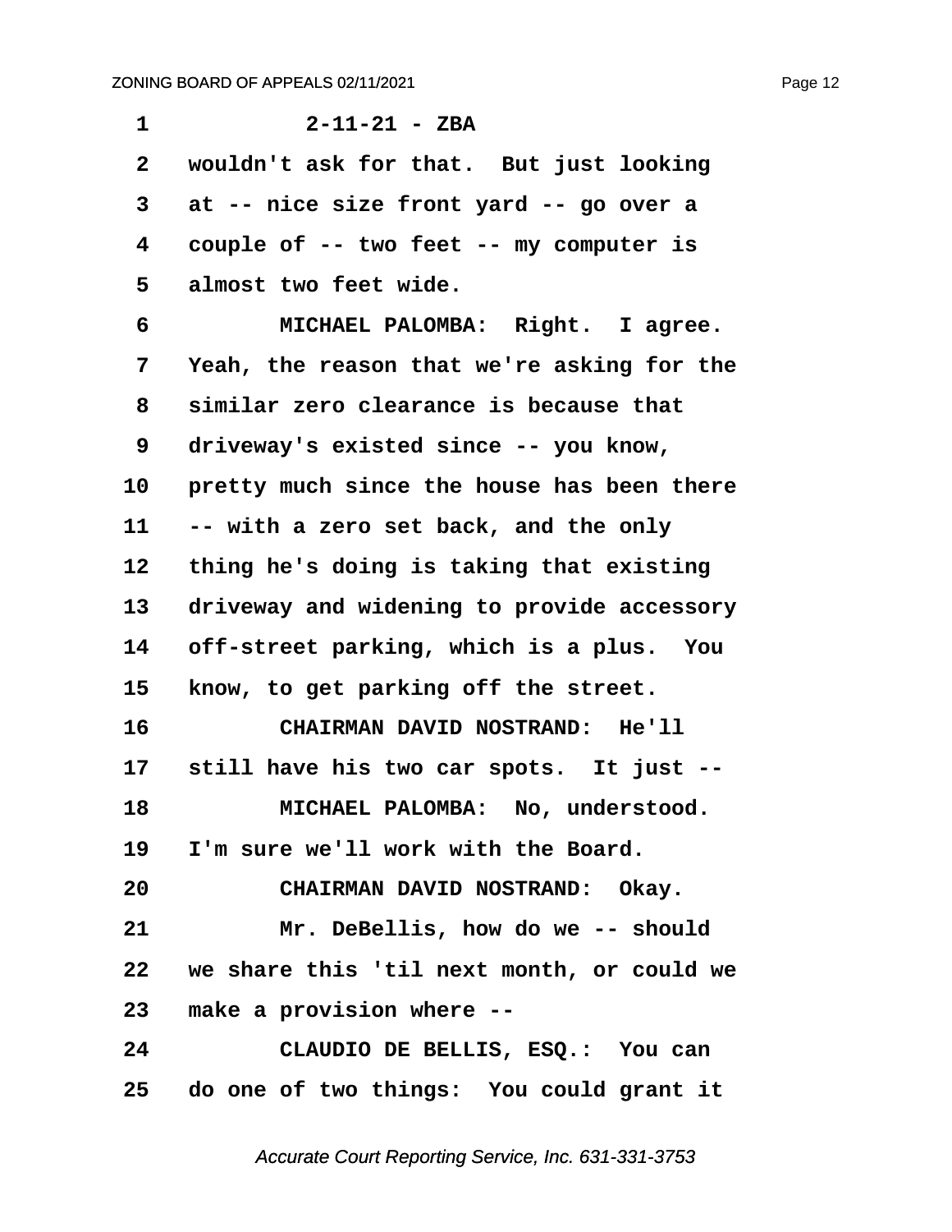2-11-21 - ZBA

wouldn't ask for that. But just looking at -- nice size front yard -- go over a couple of -- two feet -- my computer is almost two feet wide.

MICHAEL PALOMBA: Right. I agree. Yeah, the reason that we're asking for the similar zero clearance is because that driveway's existed since -- you know, pretty much since the house has been there -- with a zero set back, and the only thing he's doing is taking that existing driveway and widening to provide accessory off-street parking, which is a plus. You know, to get parking off the street.

CHAIRMAN DAVID NOSTRAND: He'll still have his two car spots. It just --

MICHAEL PALOMBA: No, understood. I'm sure we'll work with the Board.

CHAIRMAN DAVID NOSTRAND: Okay.

Mr. DeBellis, how do we -- should we share this 'til next month, or could we make a provision where --

CLAUDIO DE BELLIS, ESQ.: You can do one of two things: You could grant it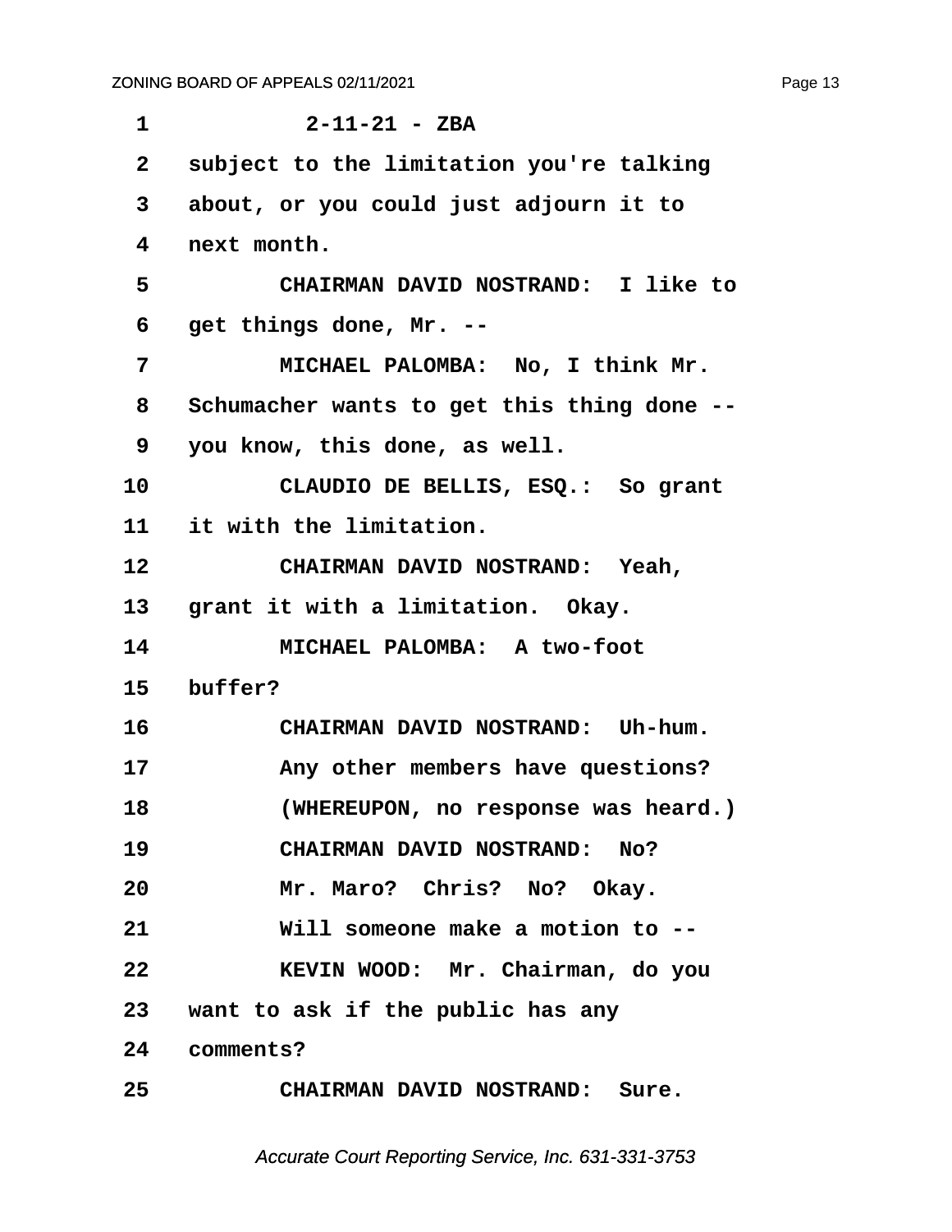2-11-21 - ZBA

subject to the limitation you're talking about, or you could just adjourn it to next month.

CHAIRMAN DAVID NOSTRAND: I like to get things done, Mr. --

MICHAEL PALOMBA: No, I think Mr. Schumacher wants to get this thing done -- you know, this done, as well.

CLAUDIO DE BELLIS, ESQ.: So grant it with the limitation.

CHAIRMAN DAVID NOSTRAND: Yeah, grant it with a limitation. Okay.

MICHAEL PALOMBA: A two-foot buffer?

CHAIRMAN DAVID NOSTRAND: Uh-hum.

Any other members have questions?

(WHEREUPON, no response was heard.)

CHAIRMAN DAVID NOSTRAND: No?

Mr. Maro? Chris? No? Okay.

Will someone make a motion to --

KEVIN WOOD: Mr. Chairman, do you want to ask if the public has any comments?

CHAIRMAN DAVID NOSTRAND: Sure.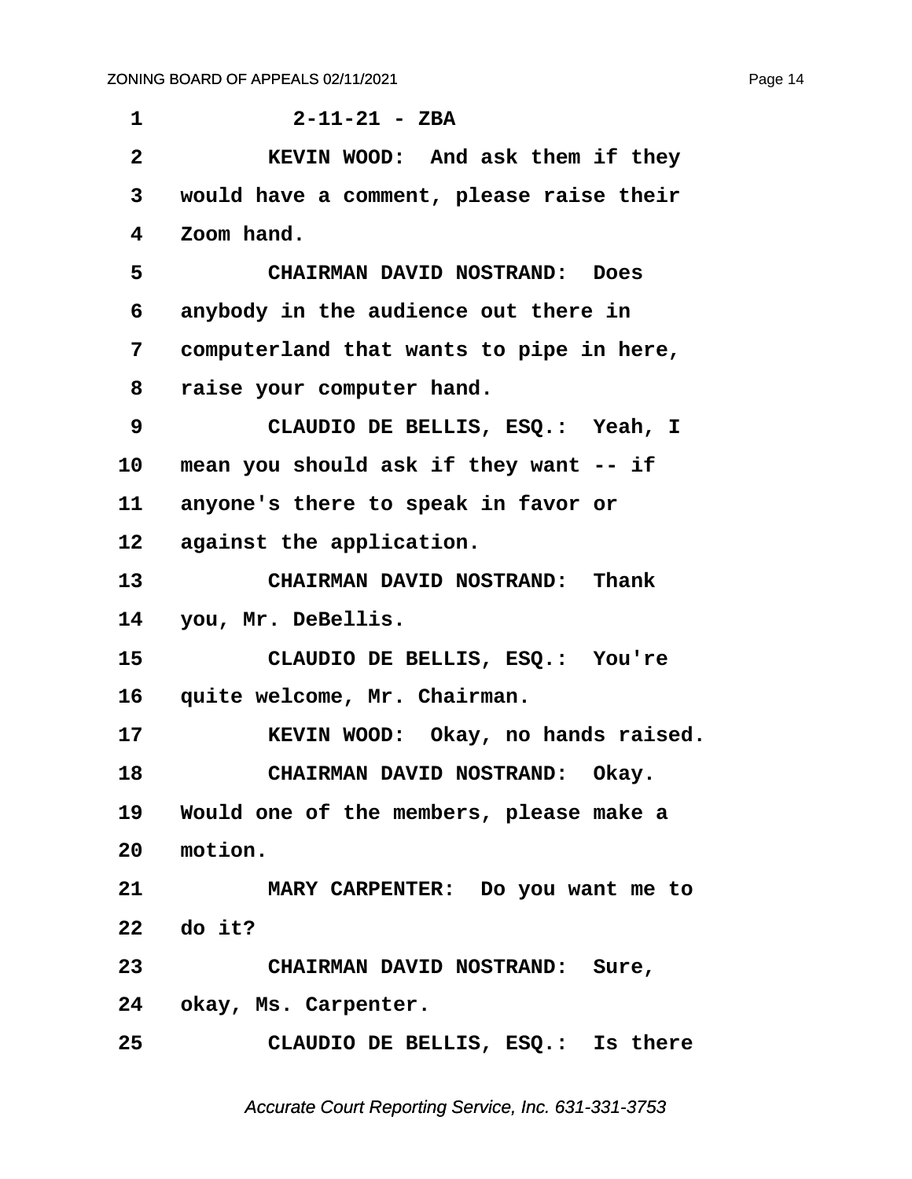2-11-21 - ZBA

KEVIN WOOD: And ask them if they would have a comment, please raise their Zoom hand.

CHAIRMAN DAVID NOSTRAND: Does anybody in the audience out there in computerland that wants to pipe in here, raise your computer hand.

CLAUDIO DE BELLIS, ESQ.: Yeah, I mean you should ask if they want -- if anyone's there to speak in favor or against the application.

CHAIRMAN DAVID NOSTRAND: Thank you, Mr. DeBellis.

CLAUDIO DE BELLIS, ESQ.: You're quite welcome, Mr. Chairman.

KEVIN WOOD: Okay, no hands raised.

CHAIRMAN DAVID NOSTRAND: Okay. Would one of the members, please make a motion.

MARY CARPENTER: Do you want me to do it?

CHAIRMAN DAVID NOSTRAND: Sure, okay, Ms. Carpenter.

CLAUDIO DE BELLIS, ESQ.: Is there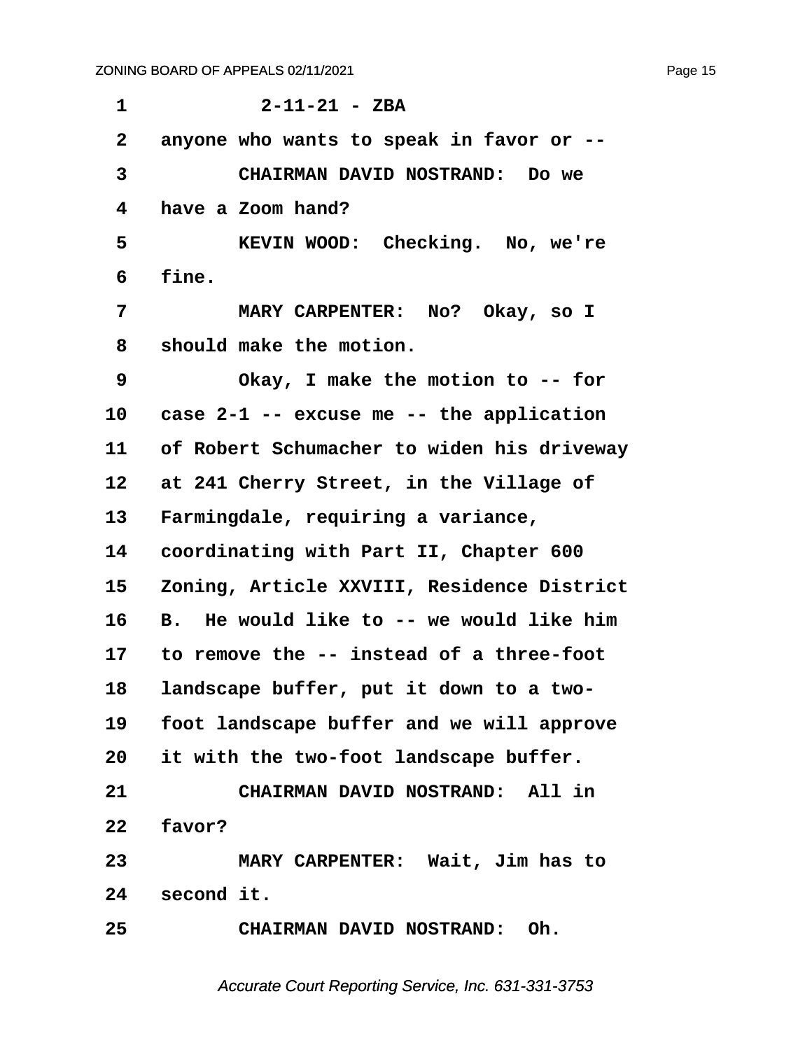2-11-21 - ZBA

anyone who wants to speak in favor or --

CHAIRMAN DAVID NOSTRAND: Do we have a Zoom hand?

KEVIN WOOD: Checking. No, we're fine.

MARY CARPENTER: No? Okay, so I should make the motion.

Okay, I make the motion to -- for case 2-1 -- excuse me -- the application of Robert Schumacher to widen his driveway at 241 Cherry Street, in the Village of Farmingdale, requiring a variance, coordinating with Part II, Chapter 600 Zoning, Article XXVIII, Residence District B. He would like to -- we would like him to remove the -- instead of a three-foot landscape buffer, put it down to a two-foot landscape buffer and we will approve it with the two-foot landscape buffer.

CHAIRMAN DAVID NOSTRAND: All in favor?

MARY CARPENTER: Wait, Jim has to second it.

CHAIRMAN DAVID NOSTRAND: Oh.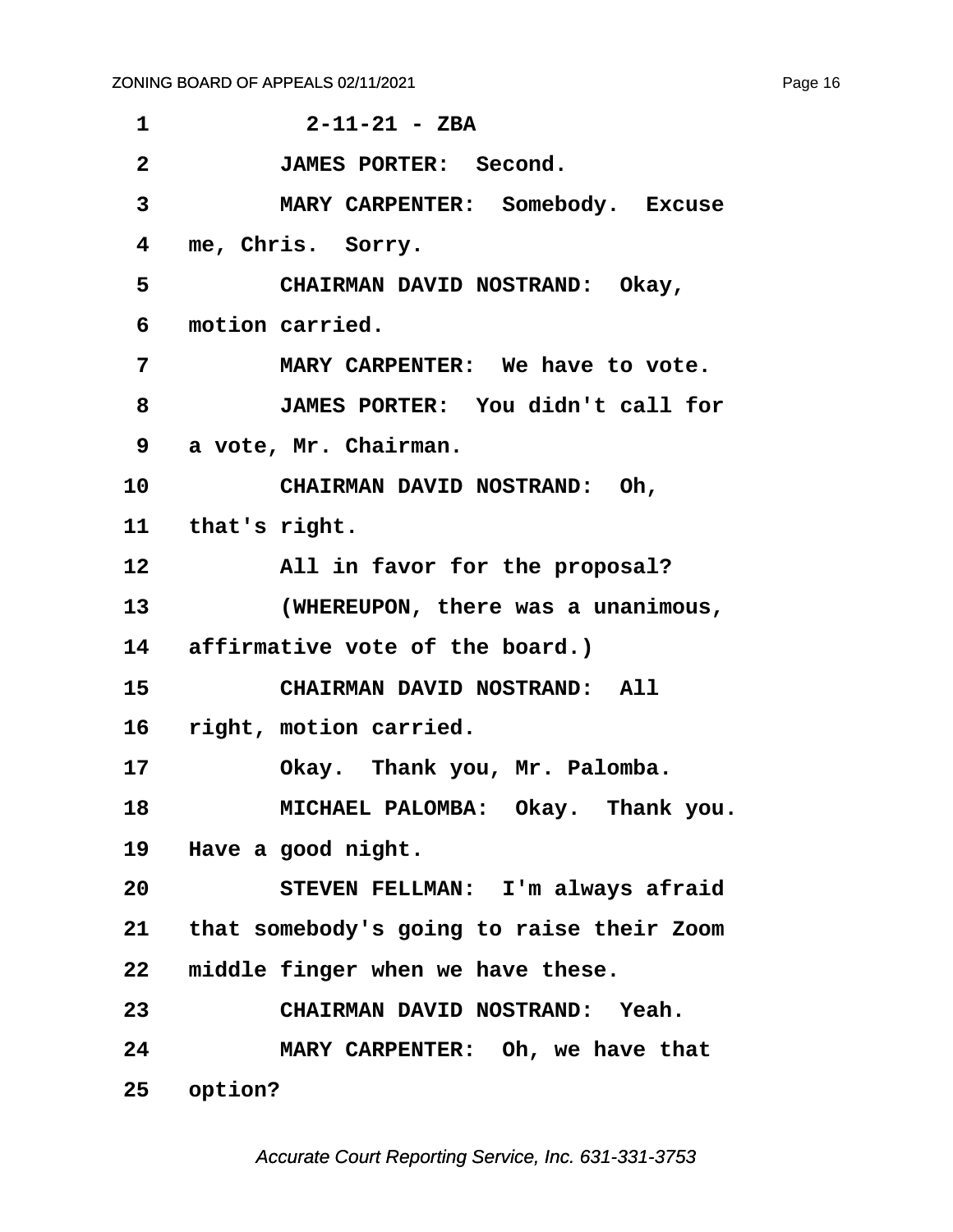2-11-21 - ZBA

JAMES PORTER: Second.

MARY CARPENTER: Somebody. Excuse me, Chris. Sorry.

CHAIRMAN DAVID NOSTRAND: Okay, motion carried.

MARY CARPENTER: We have to vote.

JAMES PORTER: You didn't call for a vote, Mr. Chairman.

CHAIRMAN DAVID NOSTRAND: Oh, that's right.

All in favor for the proposal?

(WHEREUPON, there was a unanimous, affirmative vote of the board.)

CHAIRMAN DAVID NOSTRAND: All right, motion carried.

Okay. Thank you, Mr. Palomba.

MICHAEL PALOMBA: Okay. Thank you. Have a good night.

STEVEN FELLMAN: I'm always afraid that somebody's going to raise their Zoom middle finger when we have these.

CHAIRMAN DAVID NOSTRAND: Yeah.

MARY CARPENTER: Oh, we have that option?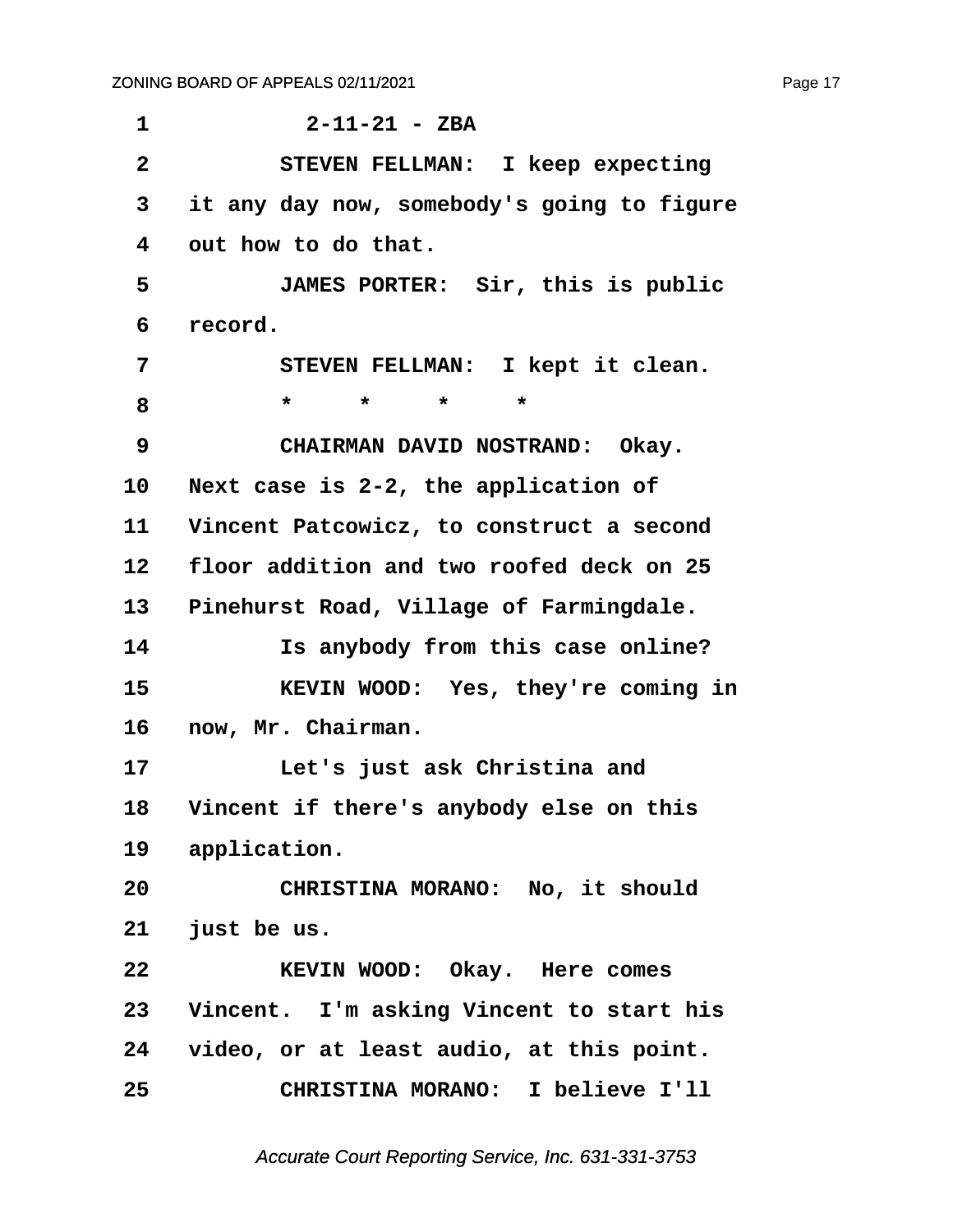2-11-21 - ZBA

STEVEN FELLMAN: I keep expecting it any day now, somebody's going to figure out how to do that.

JAMES PORTER: Sir, this is public record.

STEVEN FELLMAN: I kept it clean.

\* \* \* \*

CHAIRMAN DAVID NOSTRAND: Okay. Next case is 2-2, the application of Vincent Patcowicz, to construct a second floor addition and two roofed deck on 25 Pinehurst Road, Village of Farmingdale.

Is anybody from this case online?

KEVIN WOOD: Yes, they're coming in now, Mr. Chairman.

Let's just ask Christina and Vincent if there's anybody else on this application.

CHRISTINA MORANO: No, it should just be us.

KEVIN WOOD: Okay. Here comes Vincent. I'm asking Vincent to start his video, or at least audio, at this point.

CHRISTINA MORANO: I believe I'll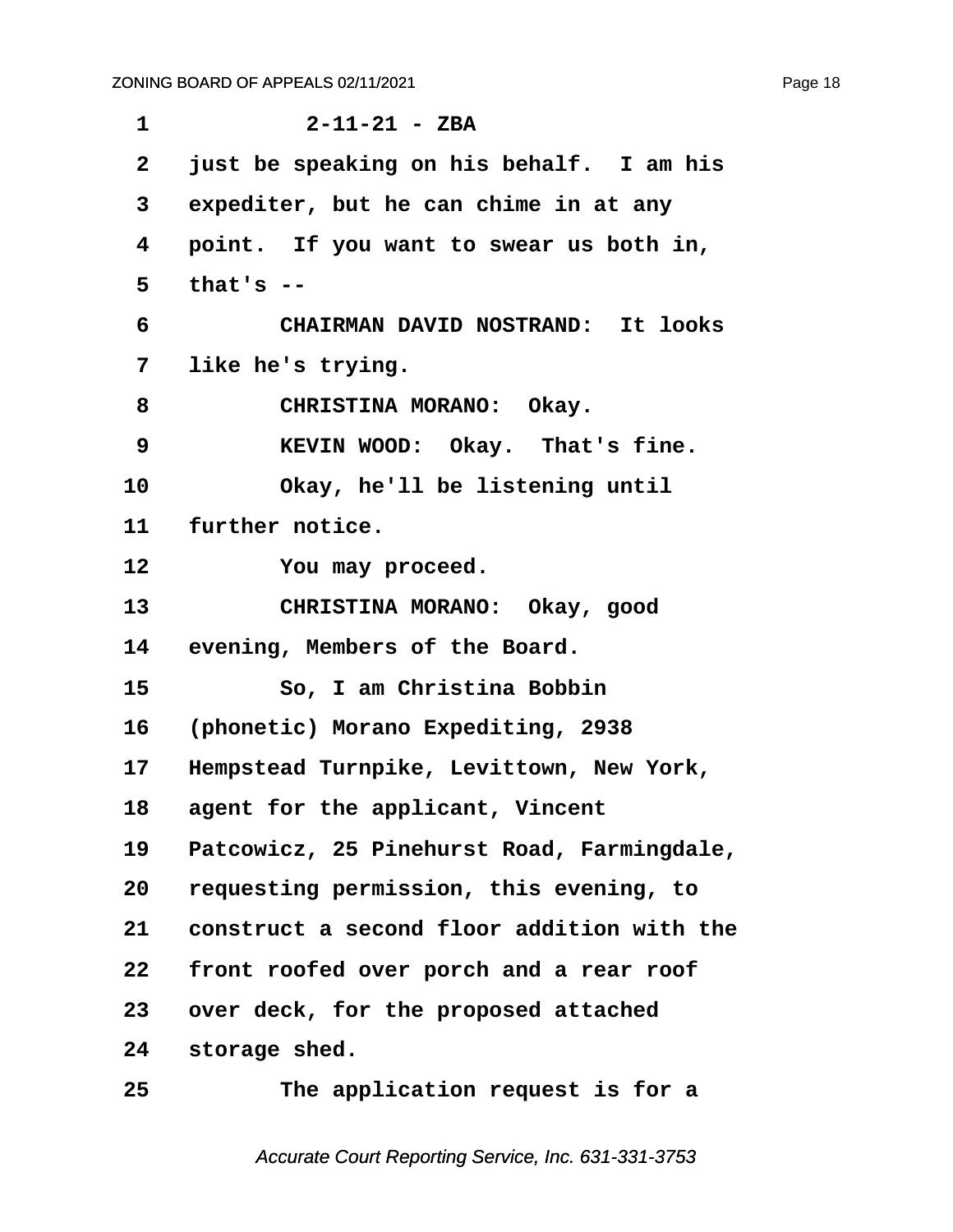2-11-21 - ZBA

just be speaking on his behalf. I am his expediter, but he can chime in at any point. If you want to swear us both in, that's --

CHAIRMAN DAVID NOSTRAND: It looks like he's trying.

CHRISTINA MORANO: Okay.

KEVIN WOOD: Okay. That's fine.

Okay, he'll be listening until further notice.

You may proceed.

CHRISTINA MORANO: Okay, good evening, Members of the Board.

So, I am Christina Bobbin (phonetic) Morano Expediting, 2938 Hempstead Turnpike, Levittown, New York, agent for the applicant, Vincent Patcowicz, 25 Pinehurst Road, Farmingdale, requesting permission, this evening, to construct a second floor addition with the front roofed over porch and a rear roof over deck, for the proposed attached storage shed.

The application request is for a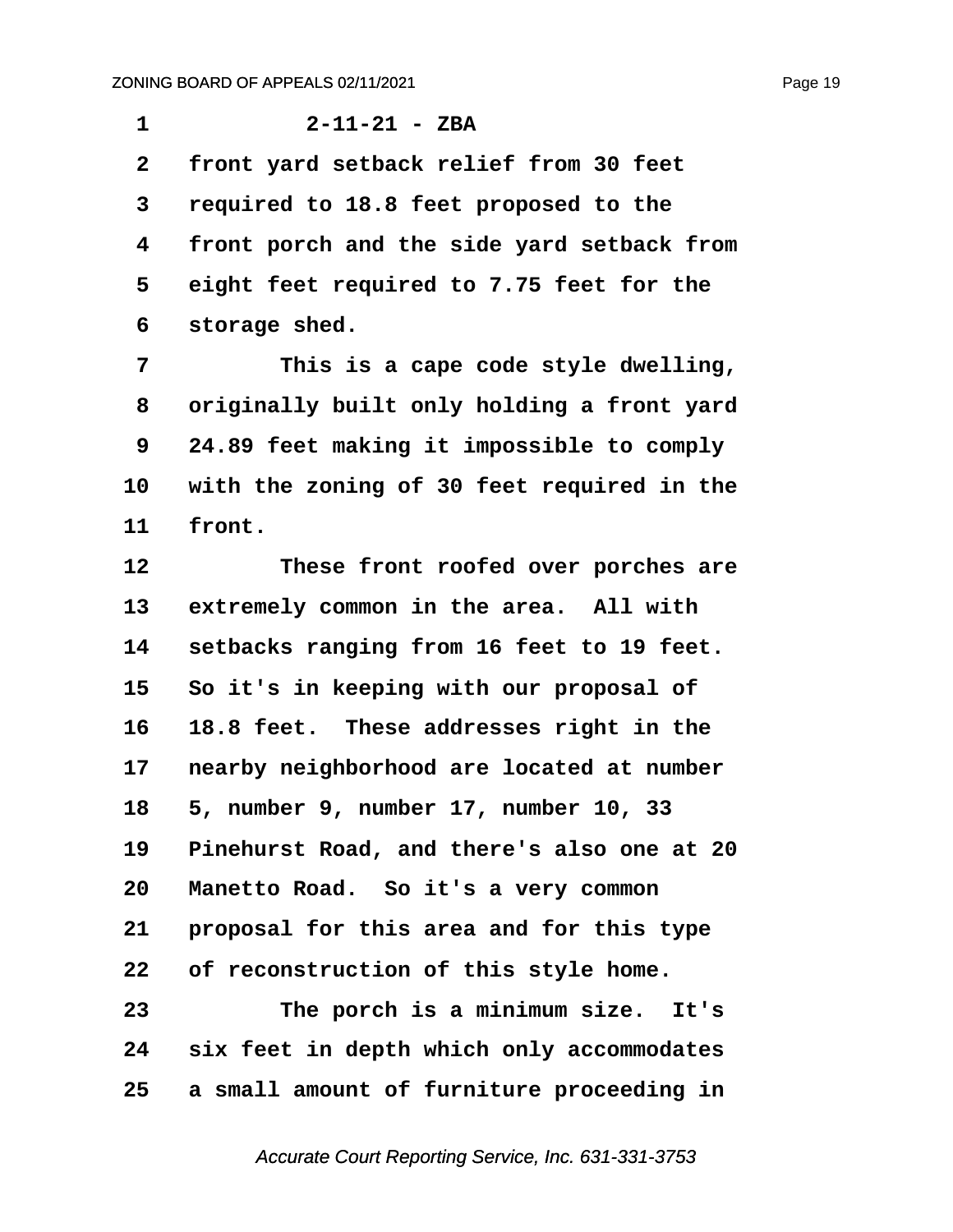2-11-21 - ZBA

front yard setback relief from 30 feet required to 18.8 feet proposed to the front porch and the side yard setback from eight feet required to 7.75 feet for the storage shed.

This is a cape code style dwelling, originally built only holding a front yard 24.89 feet making it impossible to comply with the zoning of 30 feet required in the front.

These front roofed over porches are extremely common in the area. All with setbacks ranging from 16 feet to 19 feet. So it's in keeping with our proposal of 18.8 feet. These addresses right in the nearby neighborhood are located at number 5, number 9, number 17, number 10, 33 Pinehurst Road, and there's also one at 20 Manetto Road. So it's a very common proposal for this area and for this type of reconstruction of this style home.

The porch is a minimum size. It's six feet in depth which only accommodates a small amount of furniture proceeding in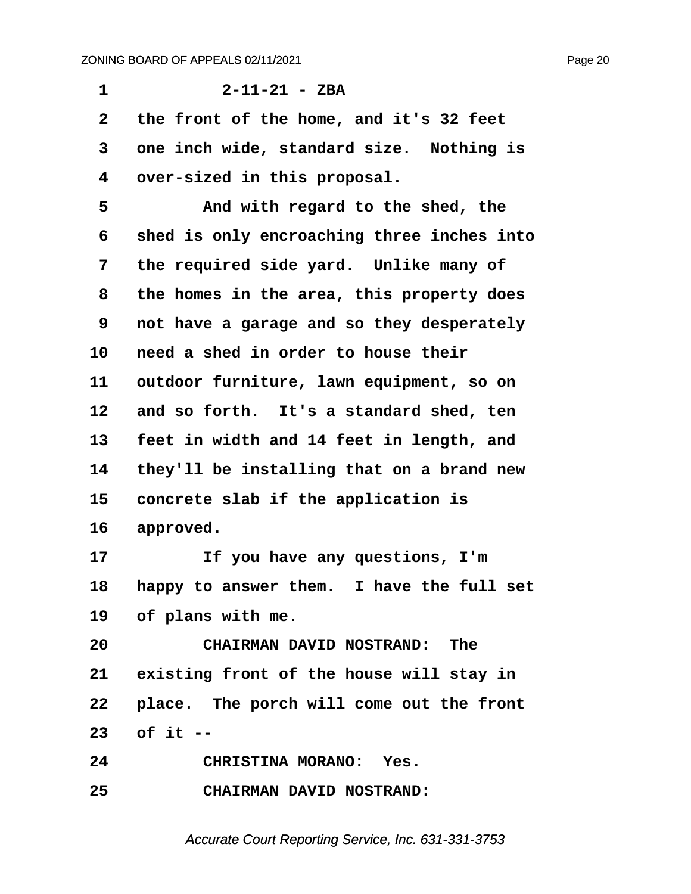2-11-21 - ZBA

the front of the home, and it's 32 feet one inch wide, standard size. Nothing is over-sized in this proposal.

And with regard to the shed, the shed is only encroaching three inches into the required side yard. Unlike many of the homes in the area, this property does not have a garage and so they desperately need a shed in order to house their outdoor furniture, lawn equipment, so on and so forth. It's a standard shed, ten feet in width and 14 feet in length, and they'll be installing that on a brand new concrete slab if the application is approved.

If you have any questions, I'm happy to answer them. I have the full set of plans with me.

**CHAIRMAN DAVID NOSTRAND:** The existing front of the house will stay in place. The porch will come out the front of it --

**CHRISTINA MORANO:** Yes.

**CHAIRMAN DAVID NOSTRAND:**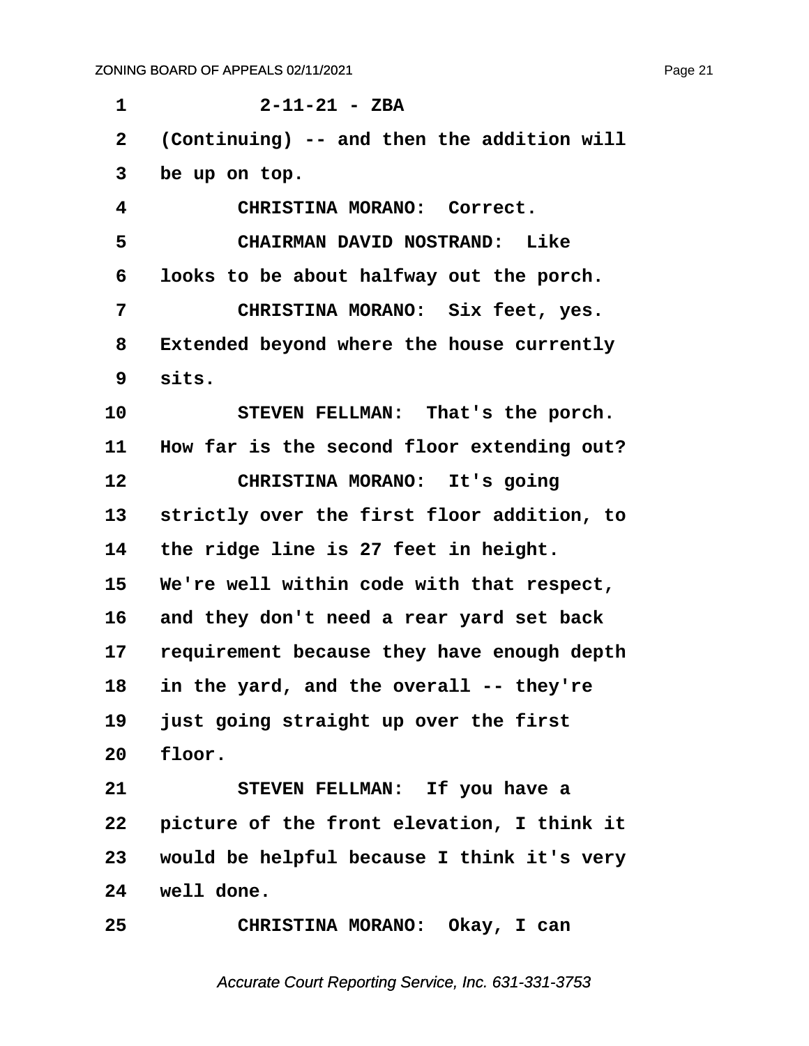1 2-11-21 - ZBA

2 (Continuing) -- and then the addition will

3 be up on top.

4 CHRISTINA MORANO: Correct.

5 CHAIRMAN DAVID NOSTRAND: Like

6 looks to be about halfway out the porch.

7 CHRISTINA MORANO: Six feet, yes.

8 Extended beyond where the house currently

9 sits.

10 STEVEN FELLMAN: That's the porch.

11 How far is the second floor extending out?

12 CHRISTINA MORANO: It's going

13 strictly over the first floor addition, to

14 the ridge line is 27 feet in height.

15 We're well within code with that respect,

16 and they don't need a rear yard set back

17 requirement because they have enough depth

18 in the yard, and the overall -- they're

19 just going straight up over the first

20 floor.

21 STEVEN FELLMAN: If you have a

22 picture of the front elevation, I think it

23 would be helpful because I think it's very

24 well done.

25 CHRISTINA MORANO: Okay, I can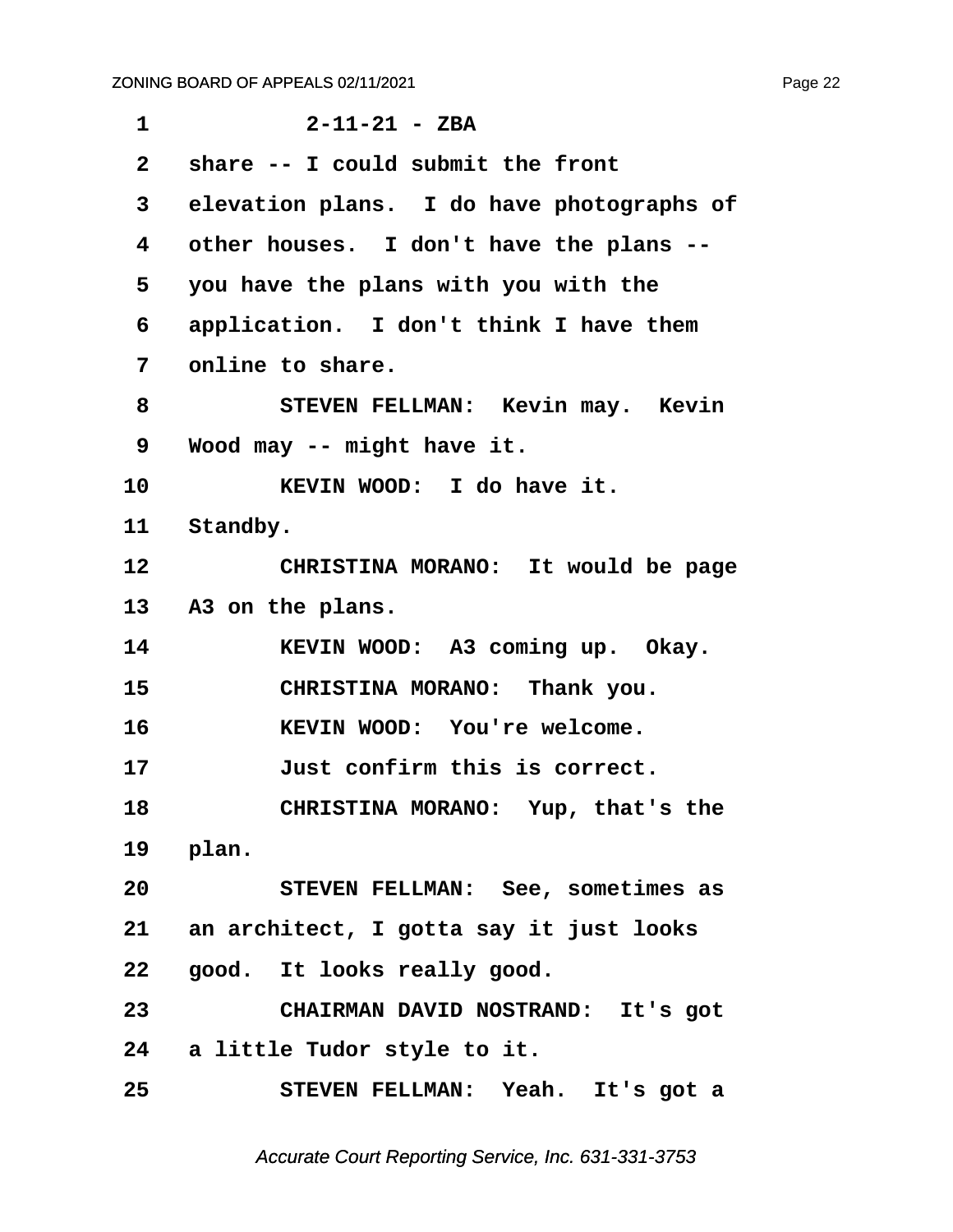1 2-11-21 - ZBA

2 share -- I could submit the front

3 elevation plans. I do have photographs of

4 other houses. I don't have the plans --

5 you have the plans with you with the

6 application. I don't think I have them

7 online to share.

8 STEVEN FELLMAN: Kevin may. Kevin

9 Wood may -- might have it.

10 KEVIN WOOD: I do have it.

11 Standby.

12 CHRISTINA MORANO: It would be page

13 A3 on the plans.

14 KEVIN WOOD: A3 coming up. Okay.

15 CHRISTINA MORANO: Thank you.

16 KEVIN WOOD: You're welcome.

17 Just confirm this is correct.

18 CHRISTINA MORANO: Yup, that's the

19 plan.

20 STEVEN FELLMAN: See, sometimes as

21 an architect, I gotta say it just looks

22 good. It looks really good.

23 CHAIRMAN DAVID NOSTRAND: It's got

24 a little Tudor style to it.

25 STEVEN FELLMAN: Yeah. It's got a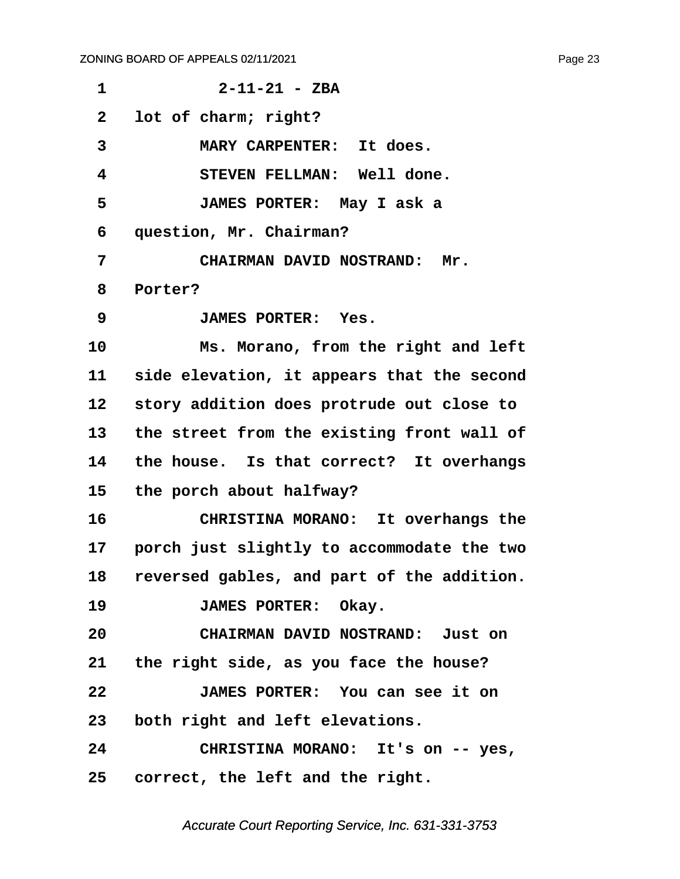2-11-21 - ZBA

lot of charm; right?

MARY CARPENTER: It does.

STEVEN FELLMAN: Well done.

JAMES PORTER: May I ask a question, Mr. Chairman?

CHAIRMAN DAVID NOSTRAND: Mr. Porter?

JAMES PORTER: Yes.

Ms. Morano, from the right and left side elevation, it appears that the second story addition does protrude out close to the street from the existing front wall of the house. Is that correct? It overhangs the porch about halfway?

CHRISTINA MORANO: It overhangs the porch just slightly to accommodate the two reversed gables, and part of the addition.

JAMES PORTER: Okay.

CHAIRMAN DAVID NOSTRAND: Just on the right side, as you face the house?

JAMES PORTER: You can see it on both right and left elevations.

CHRISTINA MORANO: It's on -- yes, correct, the left and the right.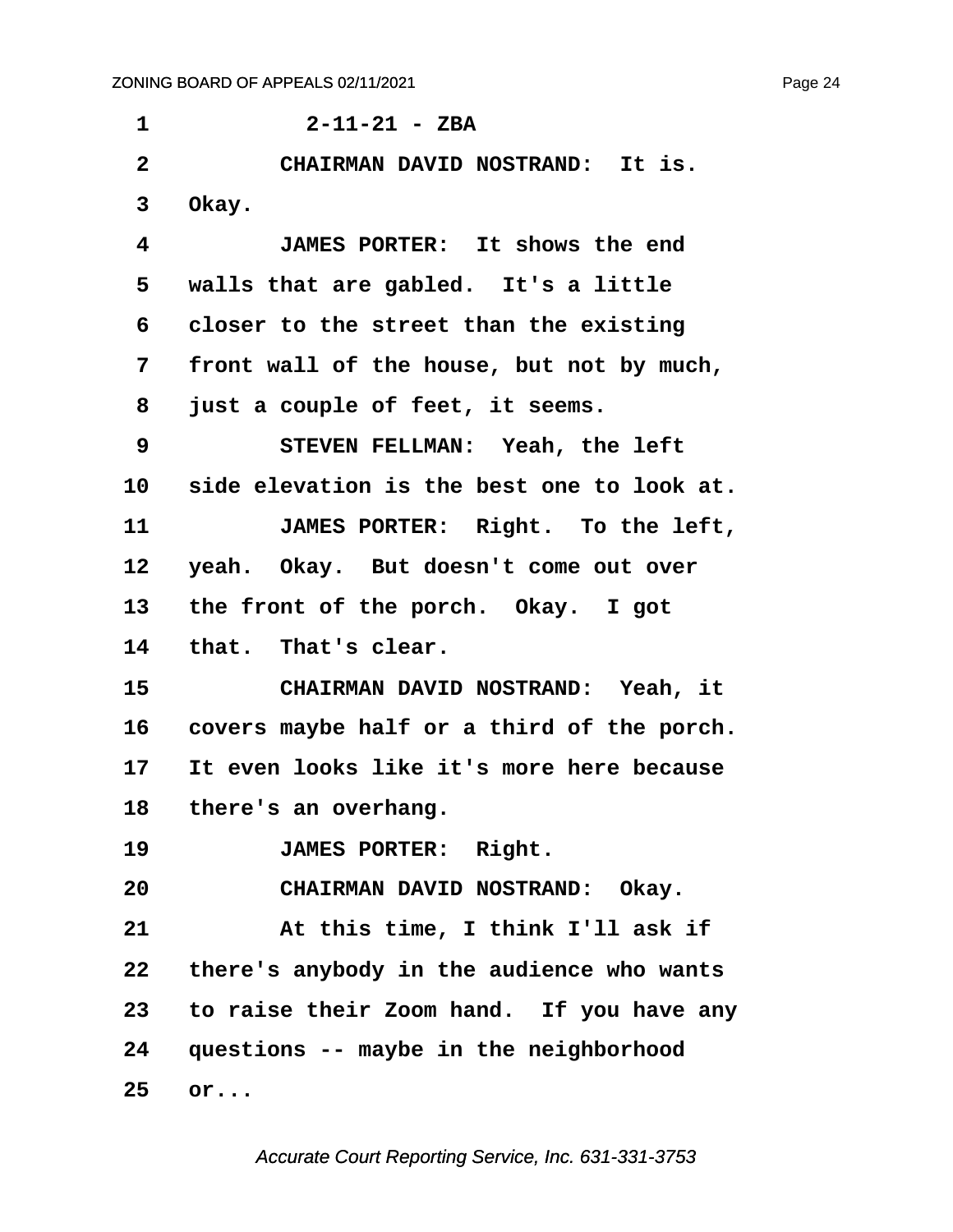2-11-21 - ZBA

CHAIRMAN DAVID NOSTRAND: It is. Okay.

JAMES PORTER: It shows the end walls that are gabled. It's a little closer to the street than the existing front wall of the house, but not by much, just a couple of feet, it seems.

STEVEN FELLMAN: Yeah, the left side elevation is the best one to look at.

JAMES PORTER: Right. To the left, yeah. Okay. But doesn't come out over the front of the porch. Okay. I got that. That's clear.

CHAIRMAN DAVID NOSTRAND: Yeah, it covers maybe half or a third of the porch. It even looks like it's more here because there's an overhang.

JAMES PORTER: Right.

CHAIRMAN DAVID NOSTRAND: Okay.

At this time, I think I'll ask if there's anybody in the audience who wants to raise their Zoom hand. If you have any questions -- maybe in the neighborhood or...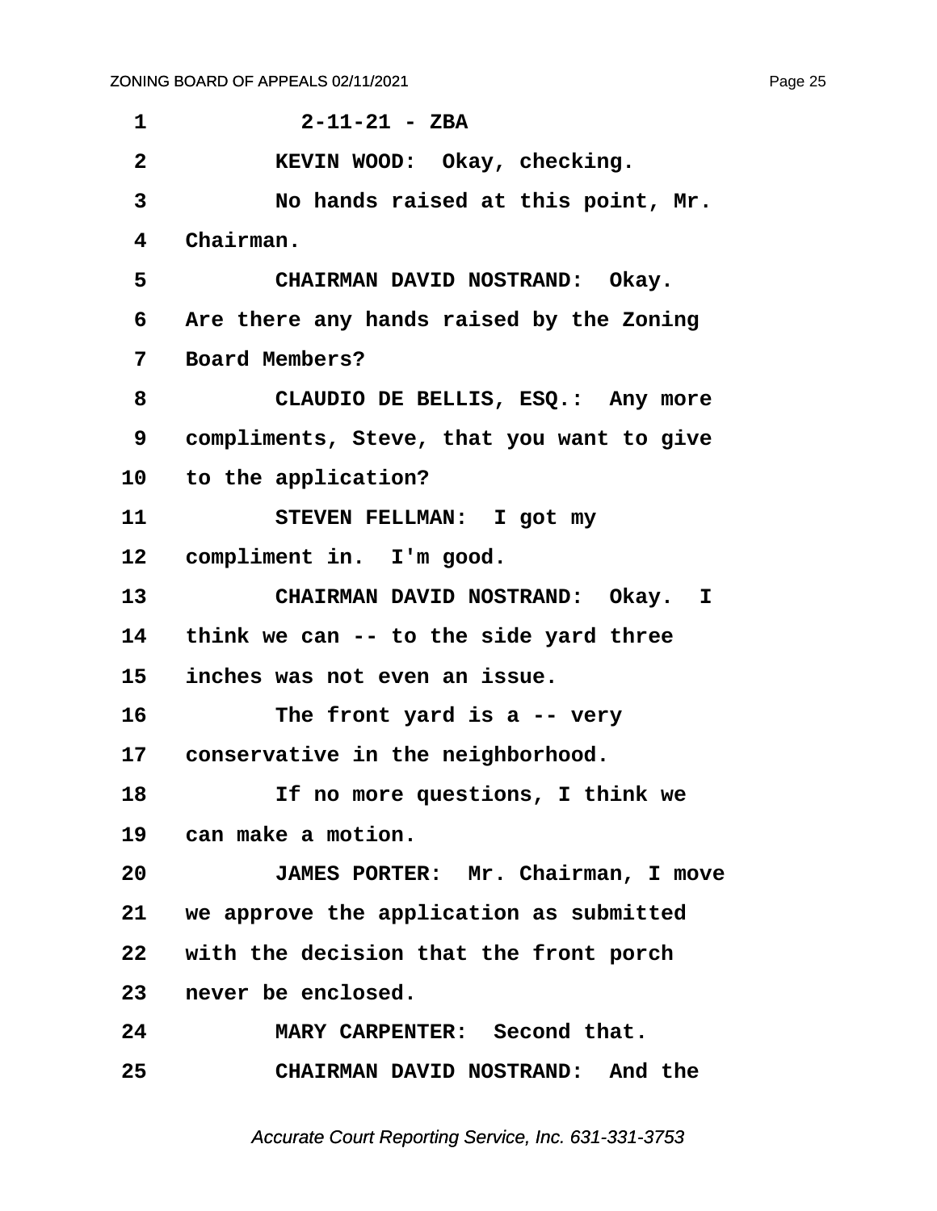1 2-11-21 - ZBA

2 KEVIN WOOD: Okay, checking.

3 No hands raised at this point, Mr.

4 Chairman.

5 CHAIRMAN DAVID NOSTRAND: Okay.

6 Are there any hands raised by the Zoning

7 Board Members?

8 CLAUDIO DE BELLIS, ESQ.: Any more

9 compliments, Steve, that you want to give

10 to the application?

11 STEVEN FELLMAN: I got my

12 compliment in. I'm good.

13 CHAIRMAN DAVID NOSTRAND: Okay. I

14 think we can -- to the side yard three

15 inches was not even an issue.

16 The front yard is a -- very

17 conservative in the neighborhood.

18 If no more questions, I think we

19 can make a motion.

20 JAMES PORTER: Mr. Chairman, I move

21 we approve the application as submitted

22 with the decision that the front porch

23 never be enclosed.

24 MARY CARPENTER: Second that.

25 CHAIRMAN DAVID NOSTRAND: And the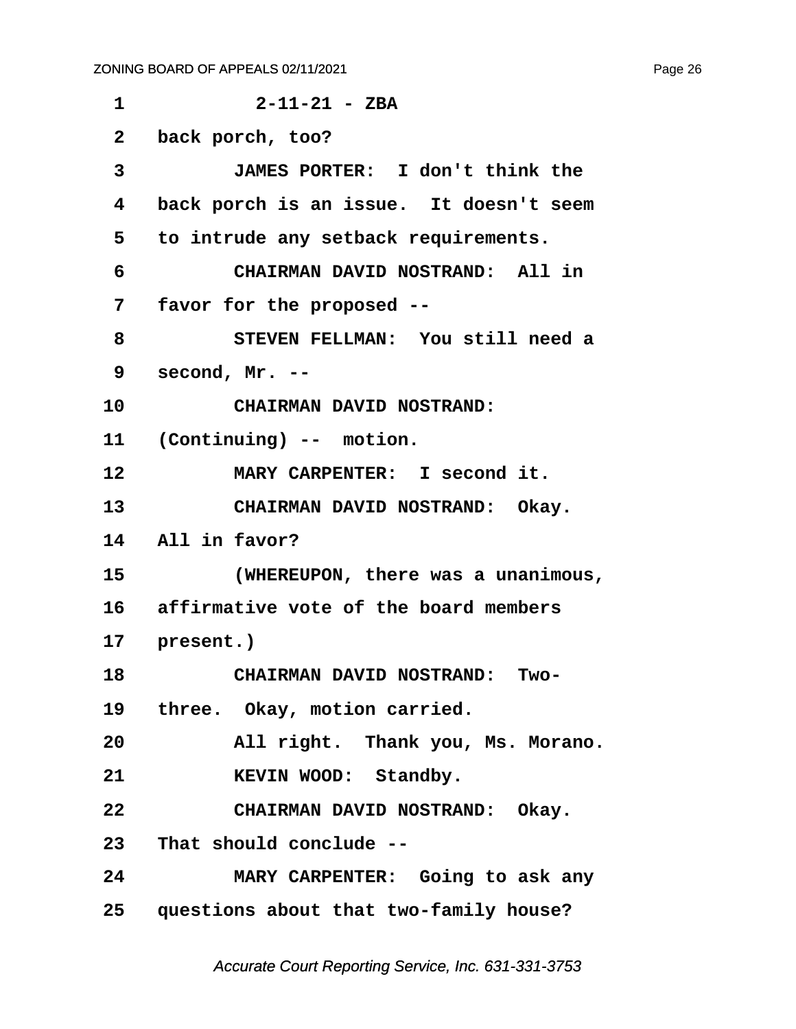2-11-21 - ZBA

back porch, too?

JAMES PORTER: I don't think the back porch is an issue. It doesn't seem to intrude any setback requirements.

CHAIRMAN DAVID NOSTRAND: All in favor for the proposed --

STEVEN FELLMAN: You still need a second, Mr. --

CHAIRMAN DAVID NOSTRAND: (Continuing) -- motion.

MARY CARPENTER: I second it.

CHAIRMAN DAVID NOSTRAND: Okay. All in favor?

(WHEREUPON, there was a unanimous, affirmative vote of the board members present.)

CHAIRMAN DAVID NOSTRAND: Two-three. Okay, motion carried.

All right. Thank you, Ms. Morano.

KEVIN WOOD: Standby.

CHAIRMAN DAVID NOSTRAND: Okay. That should conclude --

MARY CARPENTER: Going to ask any questions about that two-family house?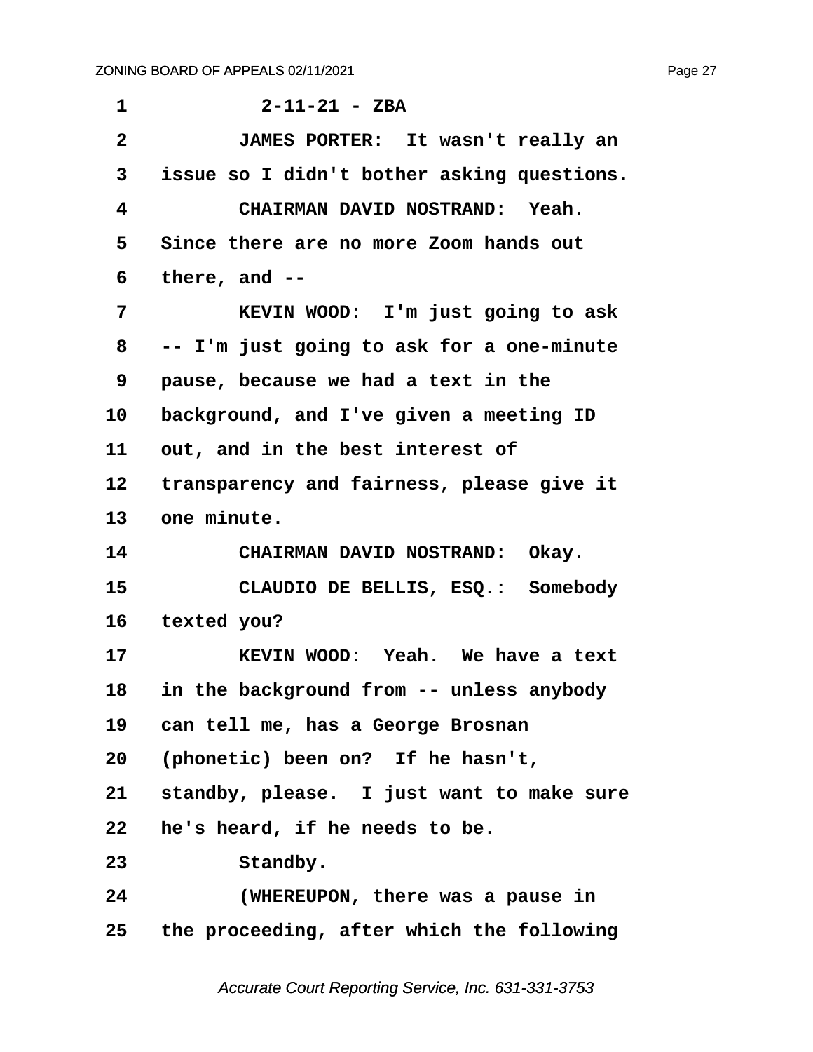1 2-11-21 - ZBA

2 JAMES PORTER: It wasn't really an

3 issue so I didn't bother asking questions.

4 CHAIRMAN DAVID NOSTRAND: Yeah.

5 Since there are no more Zoom hands out

6 there, and --

7 KEVIN WOOD: I'm just going to ask

8 -- I'm just going to ask for a one-minute

9 pause, because we had a text in the

10 background, and I've given a meeting ID

11 out, and in the best interest of

12 transparency and fairness, please give it

13 one minute.

14 CHAIRMAN DAVID NOSTRAND: Okay.

15 CLAUDIO DE BELLIS, ESQ.: Somebody

16 texted you?

17 KEVIN WOOD: Yeah. We have a text

18 in the background from -- unless anybody

19 can tell me, has a George Brosnan

20 (phonetic) been on? If he hasn't,

21 standby, please. I just want to make sure

22 he's heard, if he needs to be.

23 Standby.

24 (WHEREUPON, there was a pause in

25 the proceeding, after which the following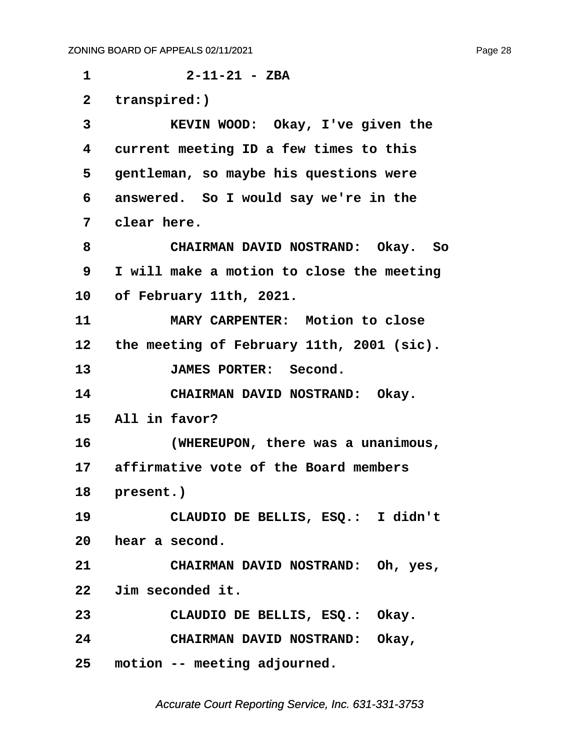1 2-11-21 - ZBA

2 transpired:)

3 KEVIN WOOD: Okay, I've given the

4 current meeting ID a few times to this

5 gentleman, so maybe his questions were

6 answered. So I would say we're in the

7 clear here.

8 CHAIRMAN DAVID NOSTRAND: Okay. So

9 I will make a motion to close the meeting

10 of February 11th, 2021.

11 MARY CARPENTER: Motion to close

12 the meeting of February 11th, 2001 (sic).

13 JAMES PORTER: Second.

14 CHAIRMAN DAVID NOSTRAND: Okay.

15 All in favor?

16 (WHEREUPON, there was a unanimous,

17 affirmative vote of the Board members

18 present.)

19 CLAUDIO DE BELLIS, ESQ.: I didn't

20 hear a second.

21 CHAIRMAN DAVID NOSTRAND: Oh, yes,

22 Jim seconded it.

23 CLAUDIO DE BELLIS, ESQ.: Okay.

24 CHAIRMAN DAVID NOSTRAND: Okay,

25 motion -- meeting adjourned.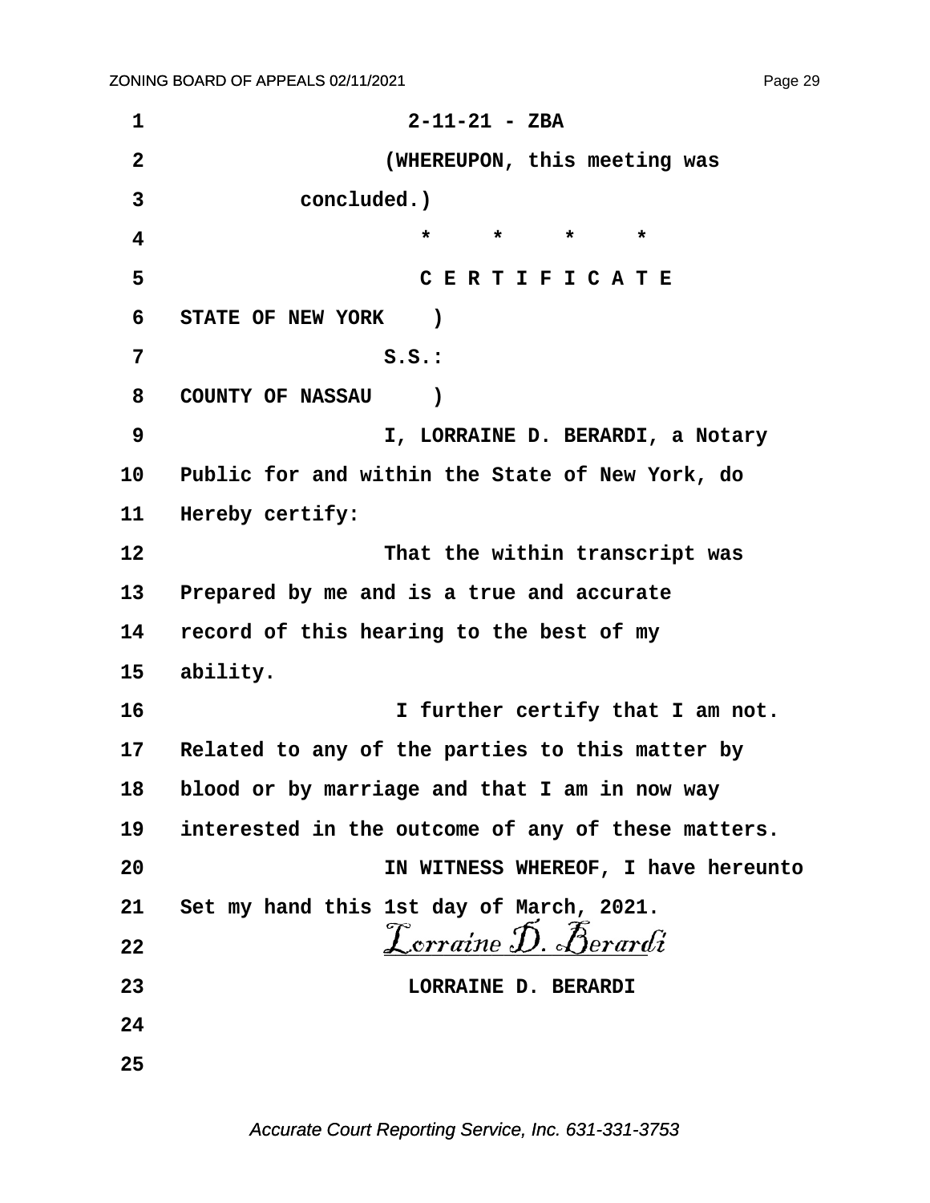2-11-21 - ZBA

(WHEREUPON, this meeting was concluded.)

\*     \*     \*     \*

CERTIFICATE

STATE OF NEW YORK )
S.S.:
COUNTY OF NASSAU )

I, LORRAINE D. BERARDI, a Notary Public for and within the State of New York, do Hereby certify:

That the within transcript was Prepared by me and is a true and accurate record of this hearing to the best of my ability.

I further certify that I am not. Related to any of the parties to this matter by blood or by marriage and that I am in now way interested in the outcome of any of these matters.

IN WITNESS WHEREOF, I have hereunto Set my hand this 1st day of March, 2021.

*Lorraine D. Berardi*

LORRAINE D. BERARDI

Accurate Court Reporting Service, Inc. 631-331-3753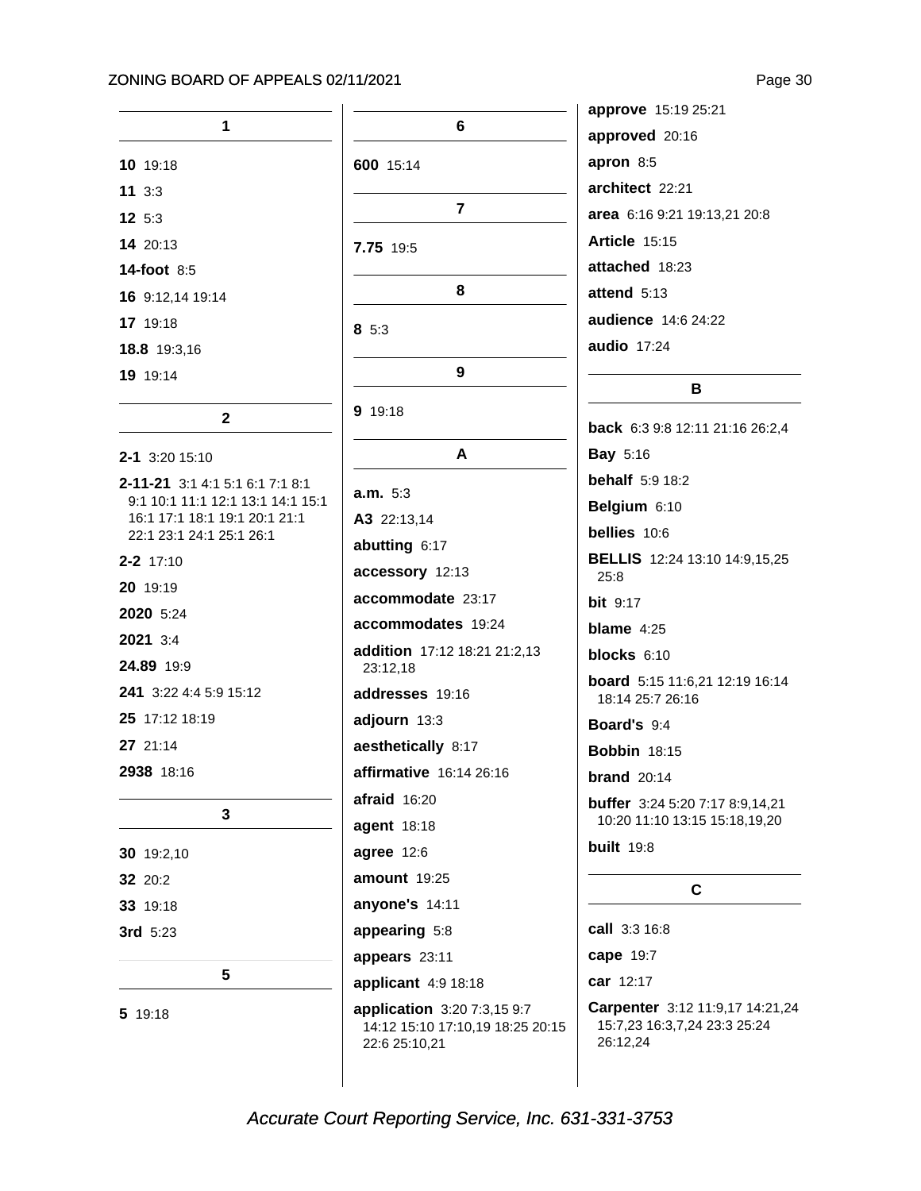**1**

**10** 19:18

**11** 3:3

**12** 5:3

**14** 20:13

**14-foot** 8:5

**16** 9:12,14 19:14

**17** 19:18

**18.8** 19:3,16

**19** 19:14

**2**

**2-1** 3:20 15:10

**2-11-21** 3:1 4:1 5:1 6:1 7:1 8:1 9:1 10:1 11:1 12:1 13:1 14:1 15:1 16:1 17:1 18:1 19:1 20:1 21:1 22:1 23:1 24:1 25:1 26:1

**2-2** 17:10

**20** 19:19

**2020** 5:24

**2021** 3:4

**24.89** 19:9

**241** 3:22 4:4 5:9 15:12

**25** 17:12 18:19

**27** 21:14

**2938** 18:16

**3**

**30** 19:2,10

**32** 20:2

**33** 19:18

**3rd** 5:23

**5**

**5** 19:18

**6**

**600** 15:14

**7**

**7.75** 19:5

**8**

**8** 5:3

**9**

**9** 19:18

**A**

**a.m.** 5:3

**A3** 22:13,14

**abutting** 6:17

**accessory** 12:13

**accommodate** 23:17

**accommodates** 19:24

**addition** 17:12 18:21 21:2,13 23:12,18

**addresses** 19:16

**adjourn** 13:3

**aesthetically** 8:17

**affirmative** 16:14 26:16

**afraid** 16:20

**agent** 18:18

**agree** 12:6

**amount** 19:25

**anyone's** 14:11

**appearing** 5:8

**appears** 23:11

**applicant** 4:9 18:18

**application** 3:20 7:3,15 9:7 14:12 15:10 17:10,19 18:25 20:15 22:6 25:10,21

**approve** 15:19 25:21

**approved** 20:16

**apron** 8:5

**architect** 22:21

**area** 6:16 9:21 19:13,21 20:8

**Article** 15:15

**attached** 18:23

**attend** 5:13

**audience** 14:6 24:22

**audio** 17:24

**B**

**back** 6:3 9:8 12:11 21:16 26:2,4

**Bay** 5:16

**behalf** 5:9 18:2

**Belgium** 6:10

**bellies** 10:6

**BELLIS** 12:24 13:10 14:9,15,25 25:8

**bit** 9:17

**blame** 4:25

**blocks** 6:10

**board** 5:15 11:6,21 12:19 16:14 18:14 25:7 26:16

**Board's** 9:4

**Bobbin** 18:15

**brand** 20:14

**buffer** 3:24 5:20 7:17 8:9,14,21 10:20 11:10 13:15 15:18,19,20

**built** 19:8

**C**

**call** 3:3 16:8

**cape** 19:7

**car** 12:17

**Carpenter** 3:12 11:9,17 14:21,24 15:7,23 16:3,7,24 23:3 25:24 26:12,24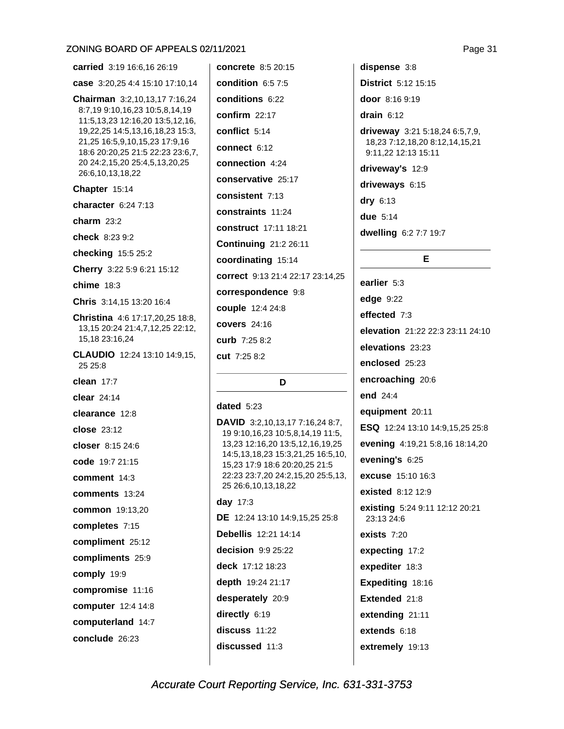**carried** 3:19 16:6,16 26:19

**case** 3:20,25 4:4 15:10 17:10,14

**Chairman** 3:2,10,13,17 7:16,24 8:7,19 9:10,16,23 10:5,8,14,19 11:5,13,23 12:16,20 13:5,12,16, 19,22,25 14:5,13,16,18,23 15:3, 21,25 16:5,9,10,15,23 17:9,16 18:6 20:20,25 21:5 22:23 23:6,7, 20 24:2,15,20 25:4,5,13,20,25 26:6,10,13,18,22

**Chapter** 15:14

**character** 6:24 7:13

**charm** 23:2

**check** 8:23 9:2

**checking** 15:5 25:2

**Cherry** 3:22 5:9 6:21 15:12

**chime** 18:3

**Chris** 3:14,15 13:20 16:4

**Christina** 4:6 17:17,20,25 18:8, 13,15 20:24 21:4,7,12,25 22:12, 15,18 23:16,24

**CLAUDIO** 12:24 13:10 14:9,15, 25 25:8

**clean** 17:7

**clear** 24:14

**clearance** 12:8

**close** 23:12

**closer** 8:15 24:6

**code** 19:7 21:15

**comment** 14:3

**comments** 13:24

**common** 19:13,20

**completes** 7:15

**compliment** 25:12

**compliments** 25:9

**comply** 19:9

**compromise** 11:16

**computer** 12:4 14:8

**computerland** 14:7

**conclude** 26:23

**concrete** 8:5 20:15

**condition** 6:5 7:5

**conditions** 6:22

**confirm** 22:17

**conflict** 5:14

**connect** 6:12

**connection** 4:24

**conservative** 25:17

**consistent** 7:13

**constraints** 11:24

**construct** 17:11 18:21

**Continuing** 21:2 26:11

**coordinating** 15:14

**correct** 9:13 21:4 22:17 23:14,25

**correspondence** 9:8

**couple** 12:4 24:8

**covers** 24:16

**curb** 7:25 8:2

**cut** 7:25 8:2

## D

**dated** 5:23

**DAVID** 3:2,10,13,17 7:16,24 8:7, 19 9:10,16,23 10:5,8,14,19 11:5, 13,23 12:16,20 13:5,12,16,19,25 14:5,13,18,23 15:3,21,25 16:5,10, 15,23 17:9 18:6 20:20,25 21:5 22:23 23:7,20 24:2,15,20 25:5,13, 25 26:6,10,13,18,22

**day** 17:3

**DE** 12:24 13:10 14:9,15,25 25:8

**Debellis** 12:21 14:14

**decision** 9:9 25:22

**deck** 17:12 18:23

**depth** 19:24 21:17

**desperately** 20:9

**directly** 6:19

**discuss** 11:22

**discussed** 11:3

**dispense** 3:8

**District** 5:12 15:15

**door** 8:16 9:19

**drain** 6:12

**driveway** 3:21 5:18,24 6:5,7,9, 18,23 7:12,18,20 8:12,14,15,21 9:11,22 12:13 15:11

**driveway's** 12:9

**driveways** 6:15

**dry** 6:13

**due** 5:14

**dwelling** 6:2 7:7 19:7

## E

**earlier** 5:3

**edge** 9:22

**effected** 7:3

**elevation** 21:22 22:3 23:11 24:10

**elevations** 23:23

**enclosed** 25:23

**encroaching** 20:6

**end** 24:4

**equipment** 20:11

**ESQ** 12:24 13:10 14:9,15,25 25:8

**evening** 4:19,21 5:8,16 18:14,20

**evening's** 6:25

**excuse** 15:10 16:3

**existed** 8:12 12:9

**existing** 5:24 9:11 12:12 20:21 23:13 24:6

**exists** 7:20

**expecting** 17:2

**expediter** 18:3

**Expediting** 18:16

**Extended** 21:8

**extending** 21:11

**extends** 6:18

**extremely** 19:13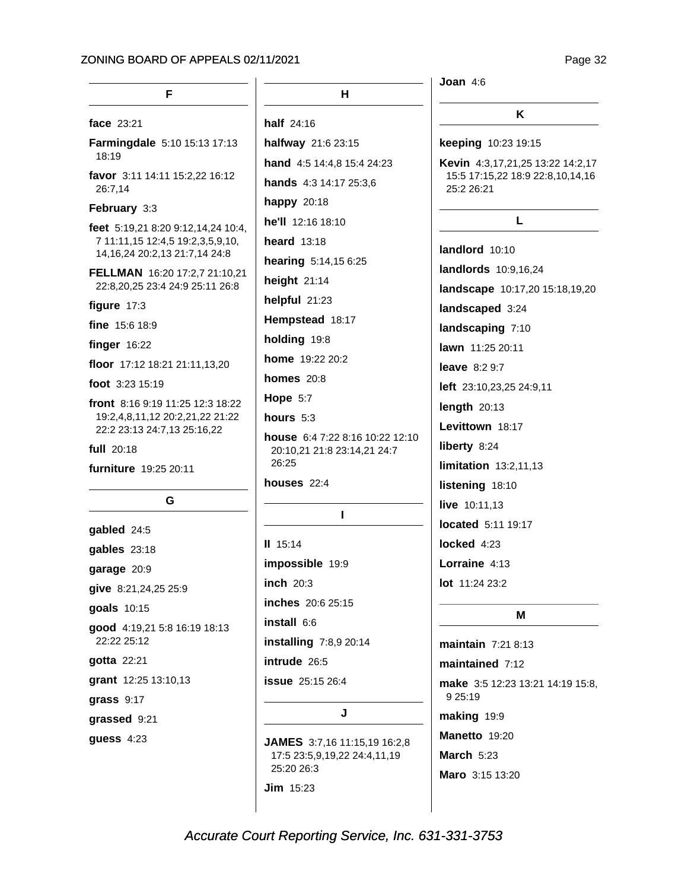## F

**face** 23:21

**Farmingdale** 5:10 15:13 17:13 18:19

**favor** 3:11 14:11 15:2,22 16:12 26:7,14

**February** 3:3

**feet** 5:19,21 8:20 9:12,14,24 10:4, 7 11:11,15 12:4,5 19:2,3,5,9,10, 14,16,24 20:2,13 21:7,14 24:8

**FELLMAN** 16:20 17:2,7 21:10,21 22:8,20,25 23:4 24:9 25:11 26:8

**figure** 17:3

**fine** 15:6 18:9

**finger** 16:22

**floor** 17:12 18:21 21:11,13,20

**foot** 3:23 15:19

**front** 8:16 9:19 11:25 12:3 18:22 19:2,4,8,11,12 20:2,21,22 21:22 22:2 23:13 24:7,13 25:16,22

**full** 20:18

**furniture** 19:25 20:11

## G

**gabled** 24:5

**gables** 23:18

**garage** 20:9

**give** 8:21,24,25 25:9

**goals** 10:15

**good** 4:19,21 5:8 16:19 18:13 22:22 25:12

**gotta** 22:21

**grant** 12:25 13:10,13

**grass** 9:17

**grassed** 9:21

**guess** 4:23

## H

**half** 24:16

**halfway** 21:6 23:15

**hand** 4:5 14:4,8 15:4 24:23

**hands** 4:3 14:17 25:3,6

**happy** 20:18

**he'll** 12:16 18:10

**heard** 13:18

**hearing** 5:14,15 6:25

**height** 21:14

**helpful** 21:23

**Hempstead** 18:17

**holding** 19:8

**home** 19:22 20:2

**homes** 20:8

**Hope** 5:7

**hours** 5:3

**house** 6:4 7:22 8:16 10:22 12:10 20:10,21 21:8 23:14,21 24:7 26:25

**houses** 22:4

## I

**II** 15:14

**impossible** 19:9

**inch** 20:3

**inches** 20:6 25:15

**install** 6:6

**installing** 7:8,9 20:14

**intrude** 26:5

**issue** 25:15 26:4

## J

**JAMES** 3:7,16 11:15,19 16:2,8 17:5 23:5,9,19,22 24:4,11,19 25:20 26:3

**Jim** 15:23

**Joan** 4:6

## K

**keeping** 10:23 19:15

**Kevin** 4:3,17,21,25 13:22 14:2,17 15:5 17:15,22 18:9 22:8,10,14,16 25:2 26:21

## L

**landlord** 10:10

**landlords** 10:9,16,24

**landscape** 10:17,20 15:18,19,20

**landscaped** 3:24

**landscaping** 7:10

**lawn** 11:25 20:11

**leave** 8:2 9:7

**left** 23:10,23,25 24:9,11

**length** 20:13

**Levittown** 18:17

**liberty** 8:24

**limitation** 13:2,11,13

**listening** 18:10

**live** 10:11,13

**located** 5:11 19:17

**locked** 4:23

**Lorraine** 4:13

**lot** 11:24 23:2

## M

**maintain** 7:21 8:13

**maintained** 7:12

**make** 3:5 12:23 13:21 14:19 15:8, 9 25:19

**making** 19:9

**Manetto** 19:20

**March** 5:23

**Maro** 3:15 13:20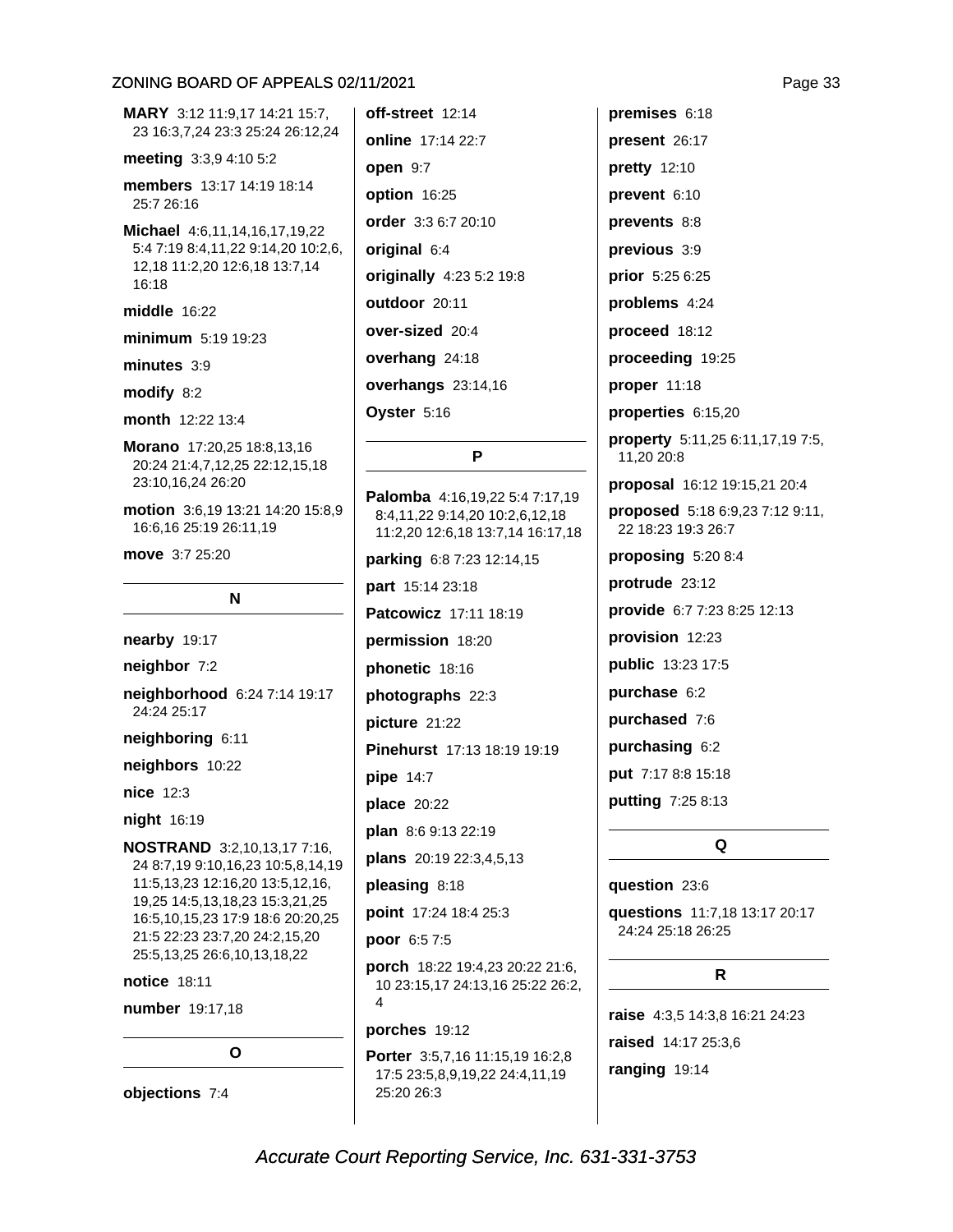**MARY** 3:12 11:9,17 14:21 15:7, 23 16:3,7,24 23:3 25:24 26:12,24

**meeting** 3:3,9 4:10 5:2

**members** 13:17 14:19 18:14 25:7 26:16

**Michael** 4:6,11,14,16,17,19,22 5:4 7:19 8:4,11,22 9:14,20 10:2,6, 12,18 11:2,20 12:6,18 13:7,14 16:18

**middle** 16:22

**minimum** 5:19 19:23

**minutes** 3:9

**modify** 8:2

**month** 12:22 13:4

**Morano** 17:20,25 18:8,13,16 20:24 21:4,7,12,25 22:12,15,18 23:10,16,24 26:20

**motion** 3:6,19 13:21 14:20 15:8,9 16:6,16 25:19 26:11,19

**move** 3:7 25:20

## N

**nearby** 19:17

**neighbor** 7:2

**neighborhood** 6:24 7:14 19:17 24:24 25:17

**neighboring** 6:11

**neighbors** 10:22

**nice** 12:3

**night** 16:19

**NOSTRAND** 3:2,10,13,17 7:16, 24 8:7,19 9:10,16,23 10:5,8,14,19 11:5,13,23 12:16,20 13:5,12,16, 19,25 14:5,13,18,23 15:3,21,25 16:5,10,15,23 17:9 18:6 20:20,25 21:5 22:23 23:7,20 24:2,15,20 25:5,13,25 26:6,10,13,18,22

**notice** 18:11

**number** 19:17,18

## O

**objections** 7:4

**off-street** 12:14

**online** 17:14 22:7

**open** 9:7

**option** 16:25

**order** 3:3 6:7 20:10

**original** 6:4

**originally** 4:23 5:2 19:8

**outdoor** 20:11

**over-sized** 20:4

**overhang** 24:18

**overhangs** 23:14,16

**Oyster** 5:16

## P

**Palomba** 4:16,19,22 5:4 7:17,19 8:4,11,22 9:14,20 10:2,6,12,18 11:2,20 12:6,18 13:7,14 16:17,18

**parking** 6:8 7:23 12:14,15

**part** 15:14 23:18

**Patcowicz** 17:11 18:19

**permission** 18:20

**phonetic** 18:16

**photographs** 22:3

**picture** 21:22

**Pinehurst** 17:13 18:19 19:19

**pipe** 14:7

**place** 20:22

**plan** 8:6 9:13 22:19

**plans** 20:19 22:3,4,5,13

**pleasing** 8:18

**point** 17:24 18:4 25:3

**poor** 6:5 7:5

**porch** 18:22 19:4,23 20:22 21:6, 10 23:15,17 24:13,16 25:22 26:2, 4

**porches** 19:12

**Porter** 3:5,7,16 11:15,19 16:2,8 17:5 23:5,8,9,19,22 24:4,11,19 25:20 26:3

**premises** 6:18

**present** 26:17

**pretty** 12:10

**prevent** 6:10

**prevents** 8:8

**previous** 3:9

**prior** 5:25 6:25

**problems** 4:24

**proceed** 18:12

**proceeding** 19:25

**proper** 11:18

**properties** 6:15,20

**property** 5:11,25 6:11,17,19 7:5, 11,20 20:8

**proposal** 16:12 19:15,21 20:4

**proposed** 5:18 6:9,23 7:12 9:11, 22 18:23 19:3 26:7

**proposing** 5:20 8:4

**protrude** 23:12

**provide** 6:7 7:23 8:25 12:13

**provision** 12:23

**public** 13:23 17:5

**purchase** 6:2

**purchased** 7:6

**purchasing** 6:2

**put** 7:17 8:8 15:18

**putting** 7:25 8:13

## Q

**question** 23:6

**questions** 11:7,18 13:17 20:17 24:24 25:18 26:25

## R

**raise** 4:3,5 14:3,8 16:21 24:23

**raised** 14:17 25:3,6

**ranging** 19:14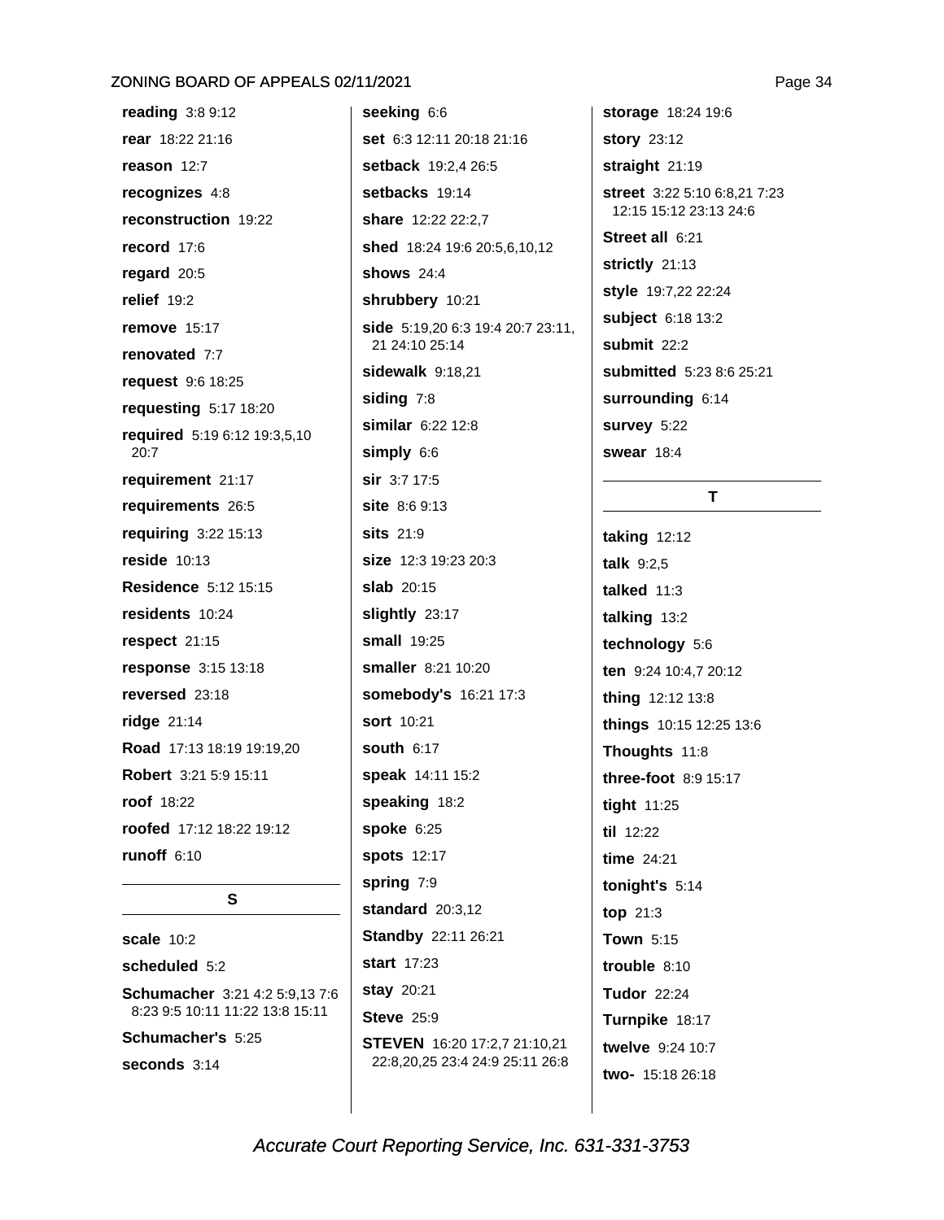**reading** 3:8 9:12

**rear** 18:22 21:16

**reason** 12:7

**recognizes** 4:8

**reconstruction** 19:22

**record** 17:6

**regard** 20:5

**relief** 19:2

**remove** 15:17

**renovated** 7:7

**request** 9:6 18:25

**requesting** 5:17 18:20

**required** 5:19 6:12 19:3,5,10 20:7

**requirement** 21:17

**requirements** 26:5

**requiring** 3:22 15:13

**reside** 10:13

**Residence** 5:12 15:15

**residents** 10:24

**respect** 21:15

**response** 3:15 13:18

**reversed** 23:18

**ridge** 21:14

**Road** 17:13 18:19 19:19,20

**Robert** 3:21 5:9 15:11

**roof** 18:22

**roofed** 17:12 18:22 19:12

**runoff** 6:10

## S

**scale** 10:2

**scheduled** 5:2

**Schumacher** 3:21 4:2 5:9,13 7:6 8:23 9:5 10:11 11:22 13:8 15:11

**Schumacher's** 5:25

**seconds** 3:14

**seeking** 6:6

**set** 6:3 12:11 20:18 21:16

**setback** 19:2,4 26:5

**setbacks** 19:14

**share** 12:22 22:2,7

**shed** 18:24 19:6 20:5,6,10,12

**shows** 24:4

**shrubbery** 10:21

**side** 5:19,20 6:3 19:4 20:7 23:11, 21 24:10 25:14

**sidewalk** 9:18,21

**siding** 7:8

**similar** 6:22 12:8

**simply** 6:6

**sir** 3:7 17:5

**site** 8:6 9:13

**sits** 21:9

**size** 12:3 19:23 20:3

**slab** 20:15

**slightly** 23:17

**small** 19:25

**smaller** 8:21 10:20

**somebody's** 16:21 17:3

**sort** 10:21

**south** 6:17

**speak** 14:11 15:2

**speaking** 18:2

**spoke** 6:25

**spots** 12:17

**spring** 7:9

**standard** 20:3,12

**Standby** 22:11 26:21

**start** 17:23

**stay** 20:21

**Steve** 25:9

**STEVEN** 16:20 17:2,7 21:10,21 22:8,20,25 23:4 24:9 25:11 26:8

**storage** 18:24 19:6

**story** 23:12

**straight** 21:19

**street** 3:22 5:10 6:8,21 7:23 12:15 15:12 23:13 24:6

**Street all** 6:21

**strictly** 21:13

**style** 19:7,22 22:24

**subject** 6:18 13:2

**submit** 22:2

**submitted** 5:23 8:6 25:21

**surrounding** 6:14

**survey** 5:22

**swear** 18:4

## T

**taking** 12:12

**talk** 9:2,5

**talked** 11:3

**talking** 13:2

**technology** 5:6

**ten** 9:24 10:4,7 20:12

**thing** 12:12 13:8

**things** 10:15 12:25 13:6

**Thoughts** 11:8

**three-foot** 8:9 15:17

**tight** 11:25

**til** 12:22

**time** 24:21

**tonight's** 5:14

**top** 21:3

**Town** 5:15

**trouble** 8:10

**Tudor** 22:24

**Turnpike** 18:17

**twelve** 9:24 10:7

**two-** 15:18 26:18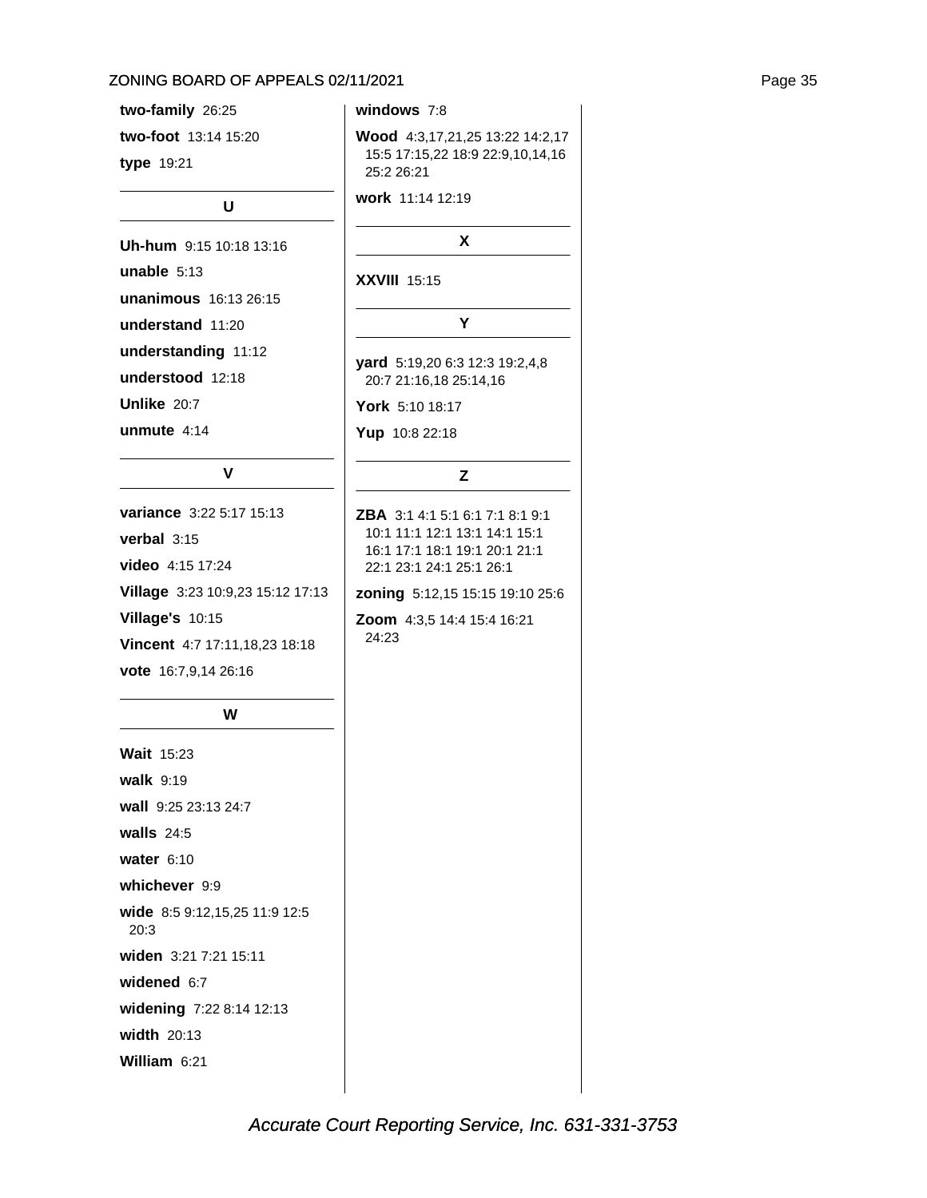**two-family** 26:25

**two-foot** 13:14 15:20

**type** 19:21

## U

**Uh-hum** 9:15 10:18 13:16

**unable** 5:13

**unanimous** 16:13 26:15

**understand** 11:20

**understanding** 11:12

**understood** 12:18

**Unlike** 20:7

**unmute** 4:14

## V

**variance** 3:22 5:17 15:13

**verbal** 3:15

**video** 4:15 17:24

**Village** 3:23 10:9,23 15:12 17:13

**Village's** 10:15

**Vincent** 4:7 17:11,18,23 18:18

**vote** 16:7,9,14 26:16

## W

**Wait** 15:23

**walk** 9:19

**wall** 9:25 23:13 24:7

**walls** 24:5

**water** 6:10

**whichever** 9:9

**wide** 8:5 9:12,15,25 11:9 12:5 20:3

**widen** 3:21 7:21 15:11

**widened** 6:7

**widening** 7:22 8:14 12:13

**width** 20:13

**William** 6:21

**windows** 7:8

**Wood** 4:3,17,21,25 13:22 14:2,17 15:5 17:15,22 18:9 22:9,10,14,16 25:2 26:21

**work** 11:14 12:19

## X

**XXVIII** 15:15

## Y

**yard** 5:19,20 6:3 12:3 19:2,4,8 20:7 21:16,18 25:14,16

**York** 5:10 18:17

**Yup** 10:8 22:18

## Z

**ZBA** 3:1 4:1 5:1 6:1 7:1 8:1 9:1 10:1 11:1 12:1 13:1 14:1 15:1 16:1 17:1 18:1 19:1 20:1 21:1 22:1 23:1 24:1 25:1 26:1

**zoning** 5:12,15 15:15 19:10 25:6

**Zoom** 4:3,5 14:4 15:4 16:21 24:23